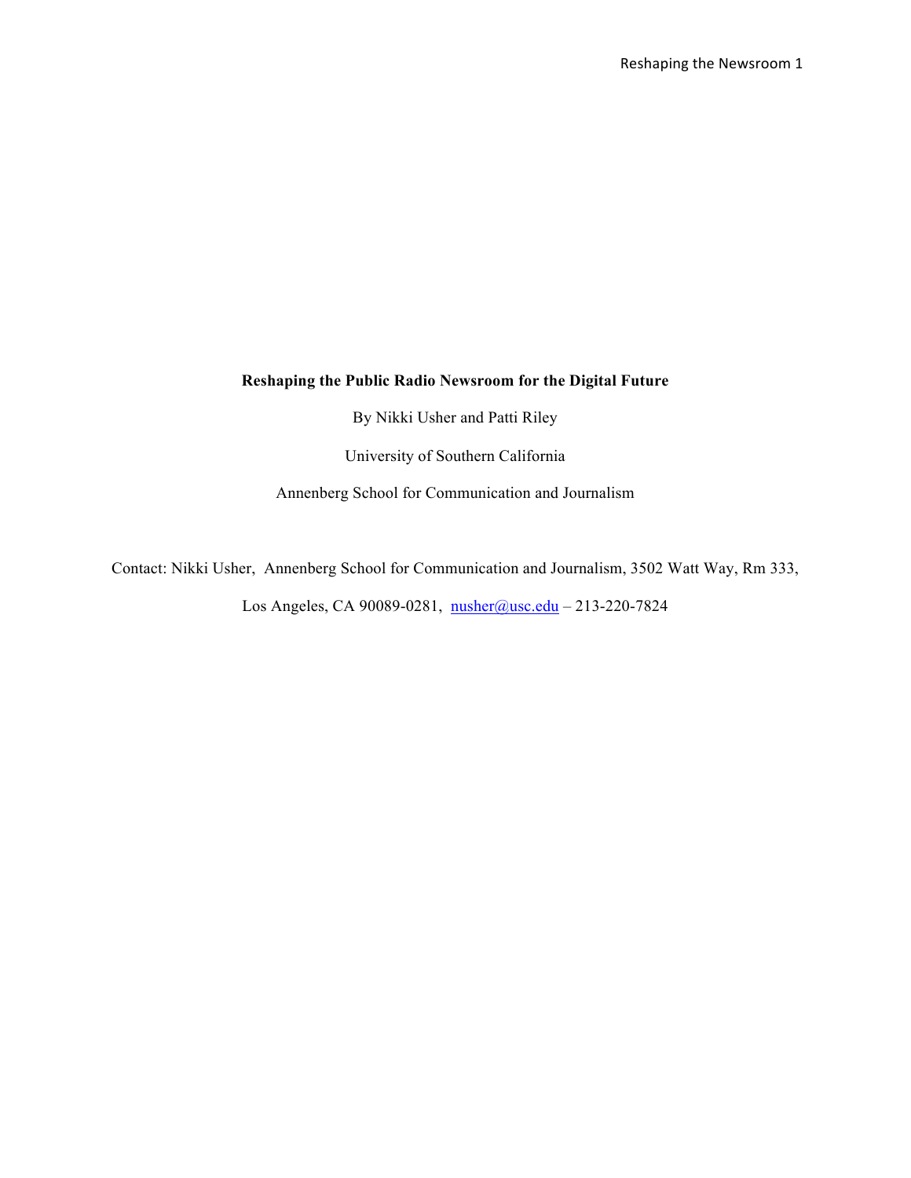# Reshaping the Public Radio Newsroom for the Digital Future

By Nikki Usher and Patti Riley

University of Southern California

Annenberg School for Communication and Journalism

Contact: Nikki Usher, Annenberg School for Communication and Journalism, 3502 Watt Way, Rm 333,

Los Angeles, CA 90089-0281, nusher@usc.edu – 213-220-7824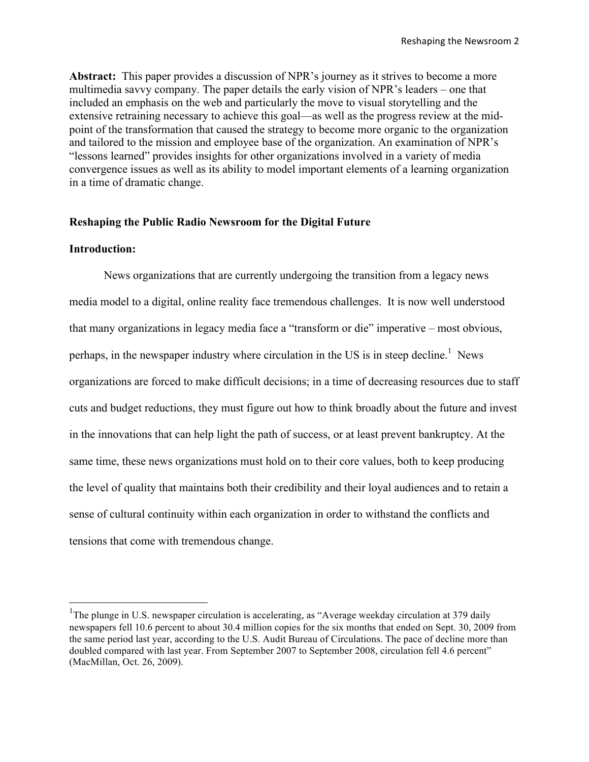**Abstract:** This paper provides a discussion of NPR's journey as it strives to become a more multimedia savvy company. The paper details the early vision of NPR's leaders – one that included an emphasis on the web and particularly the move to visual storytelling and the extensive retraining necessary to achieve this goal—as well as the progress review at the mid-point of the transformation that caused the strategy to become more organic to the organization and tailored to the mission and employee base of the organization. An examination of NPR's "lessons learned" provides insights for other organizations involved in a variety of media convergence issues as well as its ability to model important elements of a learning organization in a time of dramatic change.

## Reshaping the Public Radio Newsroom for the Digital Future

### Introduction:

News organizations that are currently undergoing the transition from a legacy news media model to a digital, online reality face tremendous challenges. It is now well understood that many organizations in legacy media face a "transform or die" imperative – most obvious, perhaps, in the newspaper industry where circulation in the US is in steep decline.[1] News organizations are forced to make difficult decisions; in a time of decreasing resources due to staff cuts and budget reductions, they must figure out how to think broadly about the future and invest in the innovations that can help light the path of success, or at least prevent bankruptcy. At the same time, these news organizations must hold on to their core values, both to keep producing the level of quality that maintains both their credibility and their loyal audiences and to retain a sense of cultural continuity within each organization in order to withstand the conflicts and tensions that come with tremendous change.

[1] The plunge in U.S. newspaper circulation is accelerating, as "Average weekday circulation at 379 daily newspapers fell 10.6 percent to about 30.4 million copies for the six months that ended on Sept. 30, 2009 from the same period last year, according to the U.S. Audit Bureau of Circulations. The pace of decline more than doubled compared with last year. From September 2007 to September 2008, circulation fell 4.6 percent" (MacMillan, Oct. 26, 2009).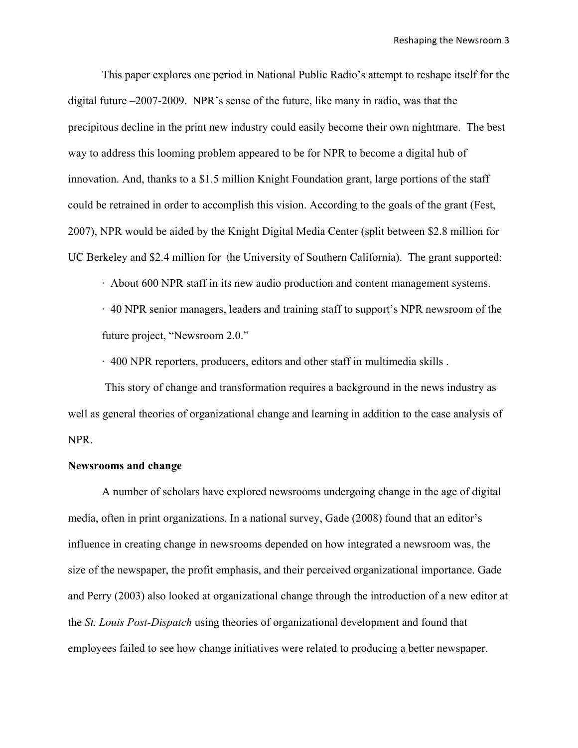This paper explores one period in National Public Radio's attempt to reshape itself for the digital future –2007-2009. NPR's sense of the future, like many in radio, was that the precipitous decline in the print new industry could easily become their own nightmare. The best way to address this looming problem appeared to be for NPR to become a digital hub of innovation. And, thanks to a $1.5 million Knight Foundation grant, large portions of the staff could be retrained in order to accomplish this vision. According to the goals of the grant (Fest, 2007), NPR would be aided by the Knight Digital Media Center (split between $2.8 million for UC Berkeley and $2.4 million for the University of Southern California). The grant supported:

- About 600 NPR staff in its new audio production and content management systems.
- 40 NPR senior managers, leaders and training staff to support's NPR newsroom of the future project, "Newsroom 2.0."
- 400 NPR reporters, producers, editors and other staff in multimedia skills .

This story of change and transformation requires a background in the news industry as well as general theories of organizational change and learning in addition to the case analysis of NPR.

**Newsrooms and change**

A number of scholars have explored newsrooms undergoing change in the age of digital media, often in print organizations. In a national survey, Gade (2008) found that an editor's influence in creating change in newsrooms depended on how integrated a newsroom was, the size of the newspaper, the profit emphasis, and their perceived organizational importance. Gade and Perry (2003) also looked at organizational change through the introduction of a new editor at the *St. Louis Post-Dispatch* using theories of organizational development and found that employees failed to see how change initiatives were related to producing a better newspaper.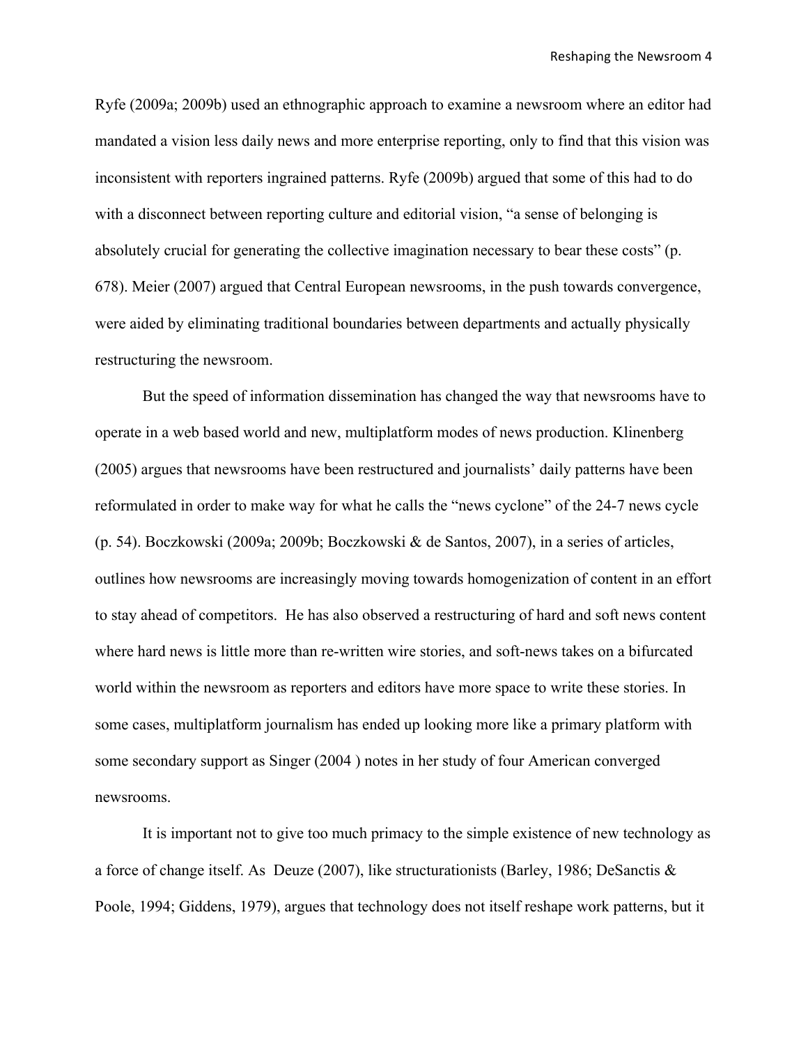Ryfe (2009a; 2009b) used an ethnographic approach to examine a newsroom where an editor had mandated a vision less daily news and more enterprise reporting, only to find that this vision was inconsistent with reporters ingrained patterns. Ryfe (2009b) argued that some of this had to do with a disconnect between reporting culture and editorial vision, "a sense of belonging is absolutely crucial for generating the collective imagination necessary to bear these costs" (p. 678). Meier (2007) argued that Central European newsrooms, in the push towards convergence, were aided by eliminating traditional boundaries between departments and actually physically restructuring the newsroom.

But the speed of information dissemination has changed the way that newsrooms have to operate in a web based world and new, multiplatform modes of news production. Klinenberg (2005) argues that newsrooms have been restructured and journalists' daily patterns have been reformulated in order to make way for what he calls the "news cyclone" of the 24-7 news cycle (p. 54). Boczkowski (2009a; 2009b; Boczkowski & de Santos, 2007), in a series of articles, outlines how newsrooms are increasingly moving towards homogenization of content in an effort to stay ahead of competitors. He has also observed a restructuring of hard and soft news content where hard news is little more than re-written wire stories, and soft-news takes on a bifurcated world within the newsroom as reporters and editors have more space to write these stories. In some cases, multiplatform journalism has ended up looking more like a primary platform with some secondary support as Singer (2004 ) notes in her study of four American converged newsrooms.

It is important not to give too much primacy to the simple existence of new technology as a force of change itself. As Deuze (2007), like structurationists (Barley, 1986; DeSanctis & Poole, 1994; Giddens, 1979), argues that technology does not itself reshape work patterns, but it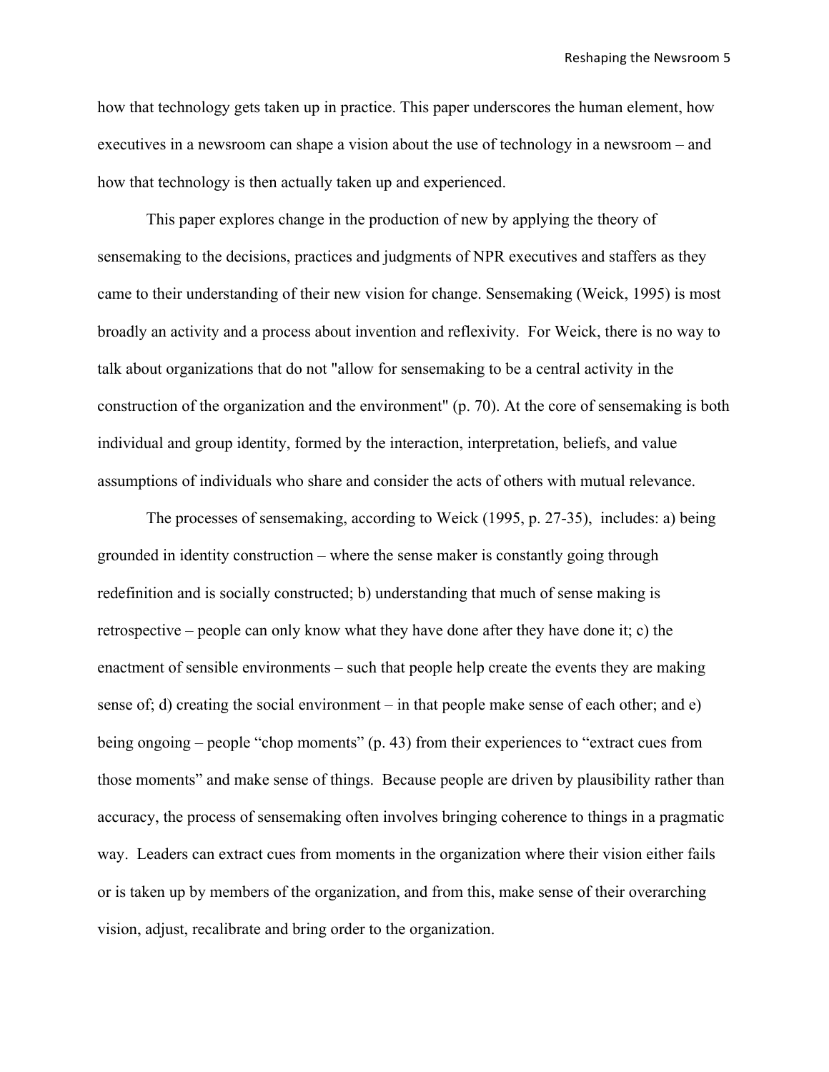how that technology gets taken up in practice. This paper underscores the human element, how executives in a newsroom can shape a vision about the use of technology in a newsroom – and how that technology is then actually taken up and experienced.

This paper explores change in the production of new by applying the theory of sensemaking to the decisions, practices and judgments of NPR executives and staffers as they came to their understanding of their new vision for change. Sensemaking (Weick, 1995) is most broadly an activity and a process about invention and reflexivity. For Weick, there is no way to talk about organizations that do not "allow for sensemaking to be a central activity in the construction of the organization and the environment" (p. 70). At the core of sensemaking is both individual and group identity, formed by the interaction, interpretation, beliefs, and value assumptions of individuals who share and consider the acts of others with mutual relevance.

The processes of sensemaking, according to Weick (1995, p. 27-35), includes: a) being grounded in identity construction – where the sense maker is constantly going through redefinition and is socially constructed; b) understanding that much of sense making is retrospective – people can only know what they have done after they have done it; c) the enactment of sensible environments – such that people help create the events they are making sense of; d) creating the social environment – in that people make sense of each other; and e) being ongoing – people "chop moments" (p. 43) from their experiences to "extract cues from those moments" and make sense of things. Because people are driven by plausibility rather than accuracy, the process of sensemaking often involves bringing coherence to things in a pragmatic way. Leaders can extract cues from moments in the organization where their vision either fails or is taken up by members of the organization, and from this, make sense of their overarching vision, adjust, recalibrate and bring order to the organization.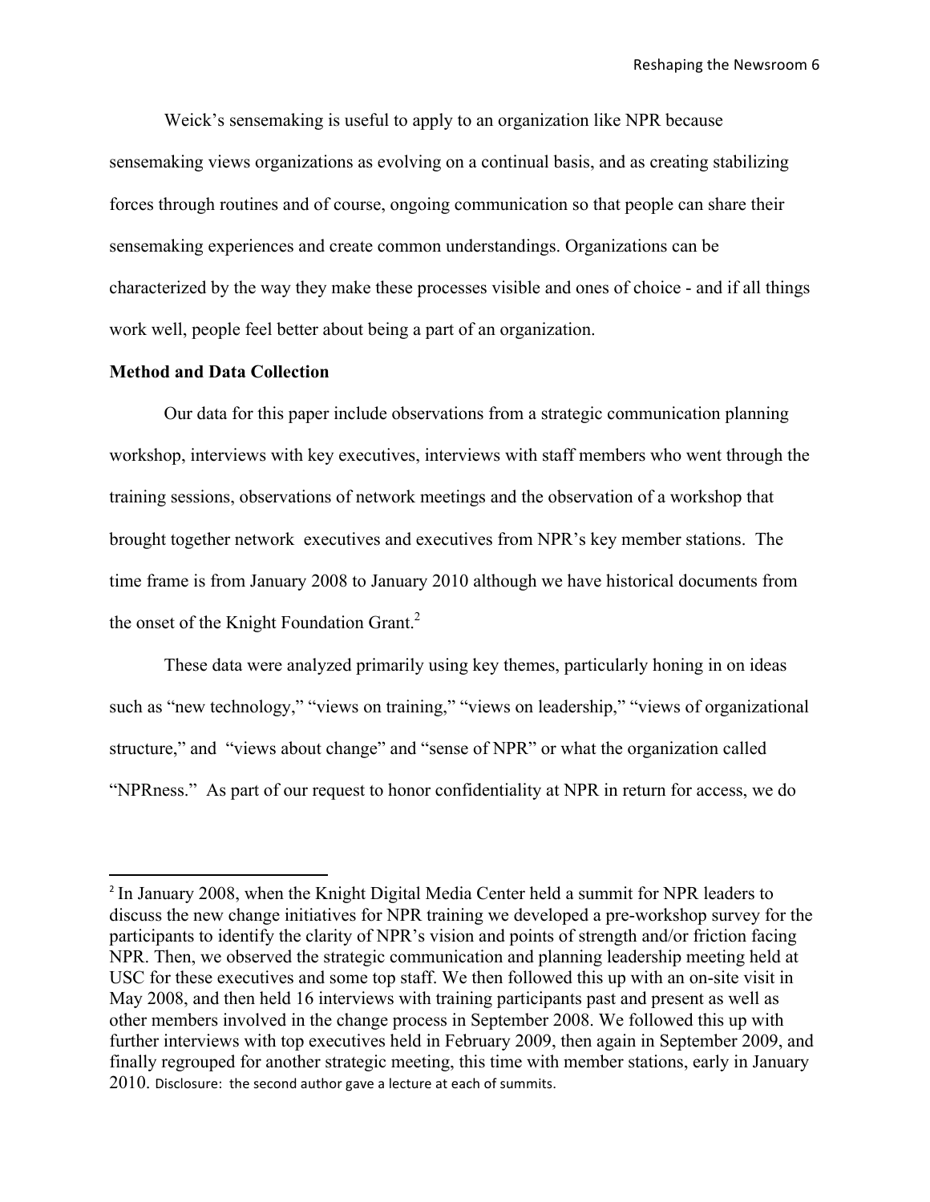Weick's sensemaking is useful to apply to an organization like NPR because sensemaking views organizations as evolving on a continual basis, and as creating stabilizing forces through routines and of course, ongoing communication so that people can share their sensemaking experiences and create common understandings. Organizations can be characterized by the way they make these processes visible and ones of choice - and if all things work well, people feel better about being a part of an organization.

**Method and Data Collection**

Our data for this paper include observations from a strategic communication planning workshop, interviews with key executives, interviews with staff members who went through the training sessions, observations of network meetings and the observation of a workshop that brought together network executives and executives from NPR's key member stations. The time frame is from January 2008 to January 2010 although we have historical documents from the onset of the Knight Foundation Grant.[2]

These data were analyzed primarily using key themes, particularly honing in on ideas such as "new technology," "views on training," "views on leadership," "views of organizational structure," and "views about change" and "sense of NPR" or what the organization called "NPRness." As part of our request to honor confidentiality at NPR in return for access, we do

---

[2] In January 2008, when the Knight Digital Media Center held a summit for NPR leaders to discuss the new change initiatives for NPR training we developed a pre-workshop survey for the participants to identify the clarity of NPR's vision and points of strength and/or friction facing NPR. Then, we observed the strategic communication and planning leadership meeting held at USC for these executives and some top staff. We then followed this up with an on-site visit in May 2008, and then held 16 interviews with training participants past and present as well as other members involved in the change process in September 2008. We followed this up with further interviews with top executives held in February 2009, then again in September 2009, and finally regrouped for another strategic meeting, this time with member stations, early in January 2010. Disclosure: the second author gave a lecture at each of summits.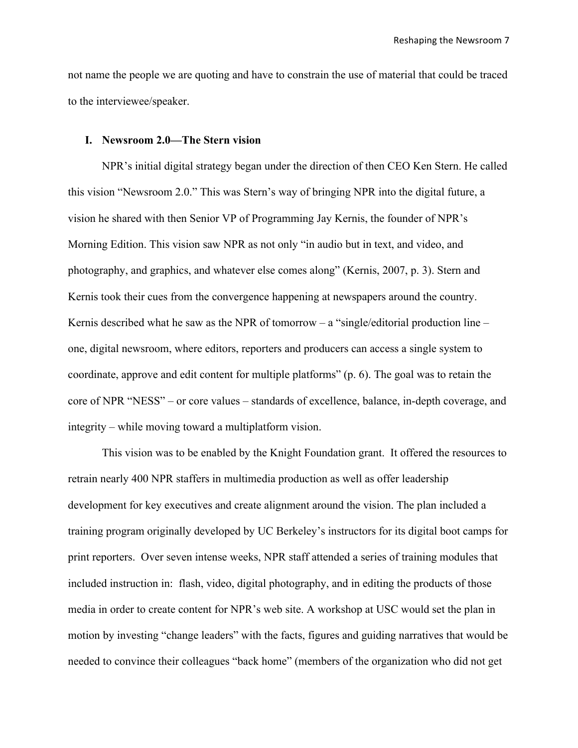not name the people we are quoting and have to constrain the use of material that could be traced to the interviewee/speaker.

## I. Newsroom 2.0—The Stern vision

NPR's initial digital strategy began under the direction of then CEO Ken Stern. He called this vision "Newsroom 2.0." This was Stern's way of bringing NPR into the digital future, a vision he shared with then Senior VP of Programming Jay Kernis, the founder of NPR's Morning Edition. This vision saw NPR as not only "in audio but in text, and video, and photography, and graphics, and whatever else comes along" (Kernis, 2007, p. 3). Stern and Kernis took their cues from the convergence happening at newspapers around the country. Kernis described what he saw as the NPR of tomorrow – a "single/editorial production line – one, digital newsroom, where editors, reporters and producers can access a single system to coordinate, approve and edit content for multiple platforms" (p. 6). The goal was to retain the core of NPR "NESS" – or core values – standards of excellence, balance, in-depth coverage, and integrity – while moving toward a multiplatform vision.

This vision was to be enabled by the Knight Foundation grant. It offered the resources to retrain nearly 400 NPR staffers in multimedia production as well as offer leadership development for key executives and create alignment around the vision. The plan included a training program originally developed by UC Berkeley's instructors for its digital boot camps for print reporters. Over seven intense weeks, NPR staff attended a series of training modules that included instruction in: flash, video, digital photography, and in editing the products of those media in order to create content for NPR's web site. A workshop at USC would set the plan in motion by investing "change leaders" with the facts, figures and guiding narratives that would be needed to convince their colleagues "back home" (members of the organization who did not get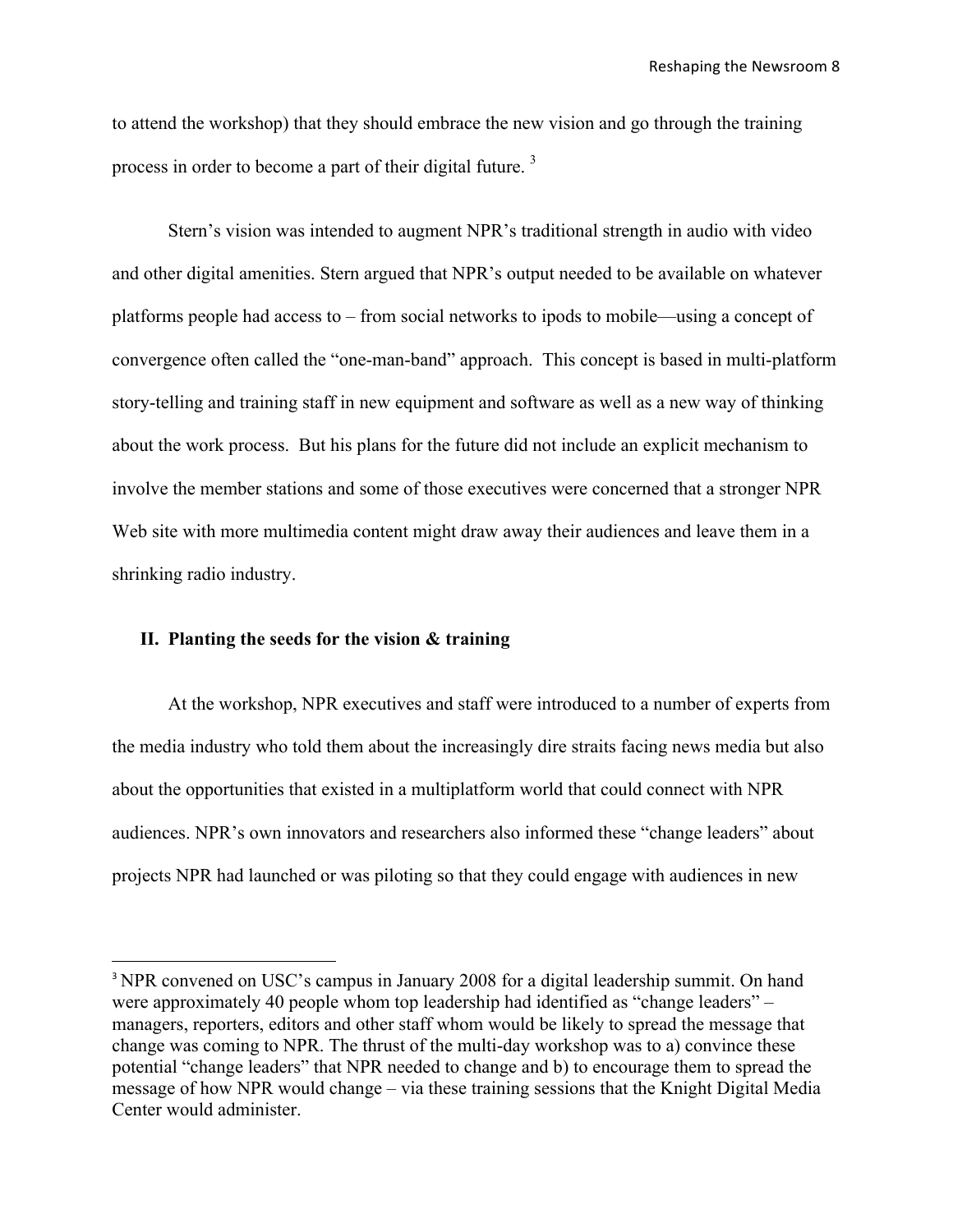to attend the workshop) that they should embrace the new vision and go through the training process in order to become a part of their digital future. [3]

Stern's vision was intended to augment NPR's traditional strength in audio with video and other digital amenities. Stern argued that NPR's output needed to be available on whatever platforms people had access to – from social networks to ipods to mobile—using a concept of convergence often called the "one-man-band" approach. This concept is based in multi-platform story-telling and training staff in new equipment and software as well as a new way of thinking about the work process. But his plans for the future did not include an explicit mechanism to involve the member stations and some of those executives were concerned that a stronger NPR Web site with more multimedia content might draw away their audiences and leave them in a shrinking radio industry.

## II. Planting the seeds for the vision & training

At the workshop, NPR executives and staff were introduced to a number of experts from the media industry who told them about the increasingly dire straits facing news media but also about the opportunities that existed in a multiplatform world that could connect with NPR audiences. NPR's own innovators and researchers also informed these "change leaders" about projects NPR had launched or was piloting so that they could engage with audiences in new

---

[3] NPR convened on USC's campus in January 2008 for a digital leadership summit. On hand were approximately 40 people whom top leadership had identified as "change leaders" – managers, reporters, editors and other staff whom would be likely to spread the message that change was coming to NPR. The thrust of the multi-day workshop was to a) convince these potential "change leaders" that NPR needed to change and b) to encourage them to spread the message of how NPR would change – via these training sessions that the Knight Digital Media Center would administer.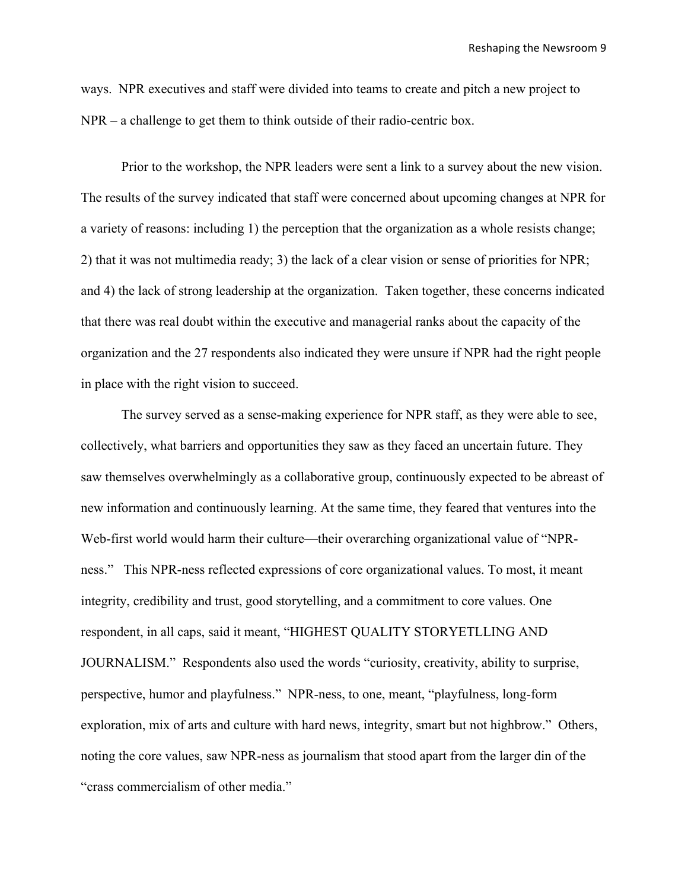ways. NPR executives and staff were divided into teams to create and pitch a new project to NPR – a challenge to get them to think outside of their radio-centric box.

Prior to the workshop, the NPR leaders were sent a link to a survey about the new vision. The results of the survey indicated that staff were concerned about upcoming changes at NPR for a variety of reasons: including 1) the perception that the organization as a whole resists change; 2) that it was not multimedia ready; 3) the lack of a clear vision or sense of priorities for NPR; and 4) the lack of strong leadership at the organization. Taken together, these concerns indicated that there was real doubt within the executive and managerial ranks about the capacity of the organization and the 27 respondents also indicated they were unsure if NPR had the right people in place with the right vision to succeed.

The survey served as a sense-making experience for NPR staff, as they were able to see, collectively, what barriers and opportunities they saw as they faced an uncertain future. They saw themselves overwhelmingly as a collaborative group, continuously expected to be abreast of new information and continuously learning. At the same time, they feared that ventures into the Web-first world would harm their culture—their overarching organizational value of "NPR-ness." This NPR-ness reflected expressions of core organizational values. To most, it meant integrity, credibility and trust, good storytelling, and a commitment to core values. One respondent, in all caps, said it meant, "HIGHEST QUALITY STORYETLLING AND JOURNALISM." Respondents also used the words "curiosity, creativity, ability to surprise, perspective, humor and playfulness." NPR-ness, to one, meant, "playfulness, long-form exploration, mix of arts and culture with hard news, integrity, smart but not highbrow." Others, noting the core values, saw NPR-ness as journalism that stood apart from the larger din of the "crass commercialism of other media."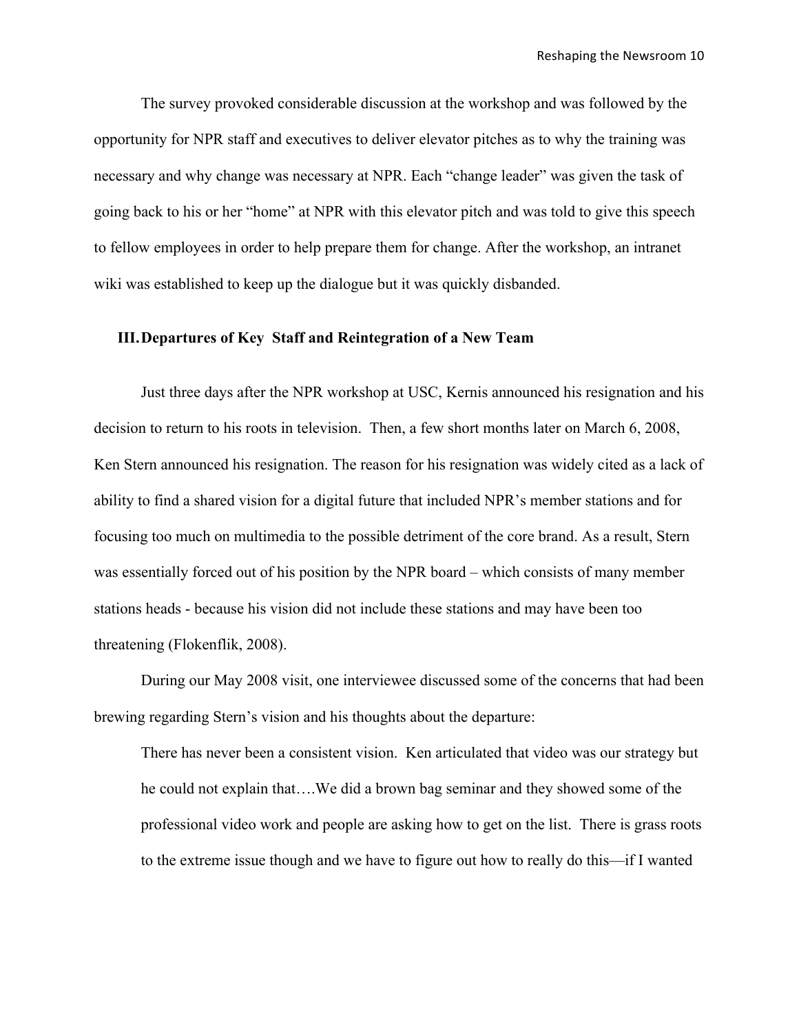The survey provoked considerable discussion at the workshop and was followed by the opportunity for NPR staff and executives to deliver elevator pitches as to why the training was necessary and why change was necessary at NPR. Each "change leader" was given the task of going back to his or her "home" at NPR with this elevator pitch and was told to give this speech to fellow employees in order to help prepare them for change. After the workshop, an intranet wiki was established to keep up the dialogue but it was quickly disbanded.

## III. Departures of Key Staff and Reintegration of a New Team

Just three days after the NPR workshop at USC, Kernis announced his resignation and his decision to return to his roots in television. Then, a few short months later on March 6, 2008, Ken Stern announced his resignation. The reason for his resignation was widely cited as a lack of ability to find a shared vision for a digital future that included NPR's member stations and for focusing too much on multimedia to the possible detriment of the core brand. As a result, Stern was essentially forced out of his position by the NPR board – which consists of many member stations heads - because his vision did not include these stations and may have been too threatening (Flokenflik, 2008).

During our May 2008 visit, one interviewee discussed some of the concerns that had been brewing regarding Stern's vision and his thoughts about the departure:

> There has never been a consistent vision. Ken articulated that video was our strategy but he could not explain that….We did a brown bag seminar and they showed some of the professional video work and people are asking how to get on the list. There is grass roots to the extreme issue though and we have to figure out how to really do this—if I wanted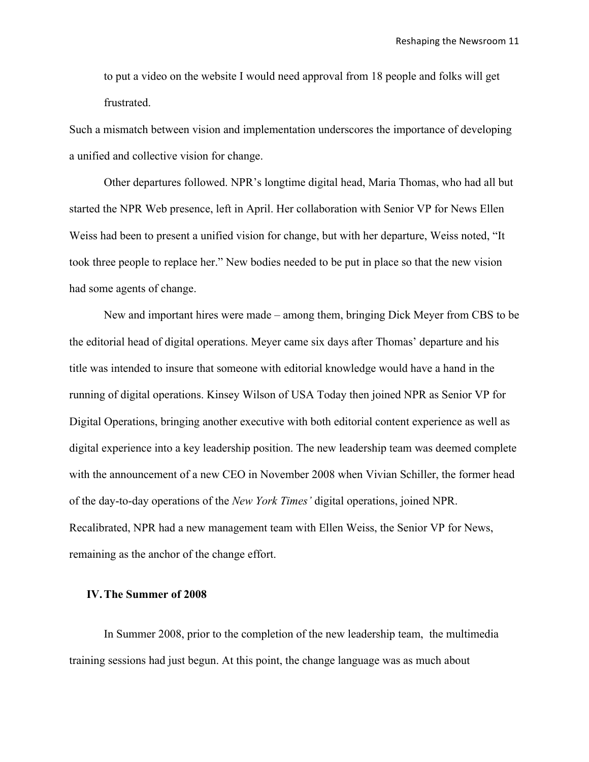> to put a video on the website I would need approval from 18 people and folks will get frustrated.

Such a mismatch between vision and implementation underscores the importance of developing a unified and collective vision for change.

Other departures followed. NPR's longtime digital head, Maria Thomas, who had all but started the NPR Web presence, left in April. Her collaboration with Senior VP for News Ellen Weiss had been to present a unified vision for change, but with her departure, Weiss noted, "It took three people to replace her." New bodies needed to be put in place so that the new vision had some agents of change.

New and important hires were made – among them, bringing Dick Meyer from CBS to be the editorial head of digital operations. Meyer came six days after Thomas' departure and his title was intended to insure that someone with editorial knowledge would have a hand in the running of digital operations. Kinsey Wilson of USA Today then joined NPR as Senior VP for Digital Operations, bringing another executive with both editorial content experience as well as digital experience into a key leadership position. The new leadership team was deemed complete with the announcement of a new CEO in November 2008 when Vivian Schiller, the former head of the day-to-day operations of the *New York Times'* digital operations, joined NPR. Recalibrated, NPR had a new management team with Ellen Weiss, the Senior VP for News, remaining as the anchor of the change effort.

## IV. The Summer of 2008

In Summer 2008, prior to the completion of the new leadership team, the multimedia training sessions had just begun. At this point, the change language was as much about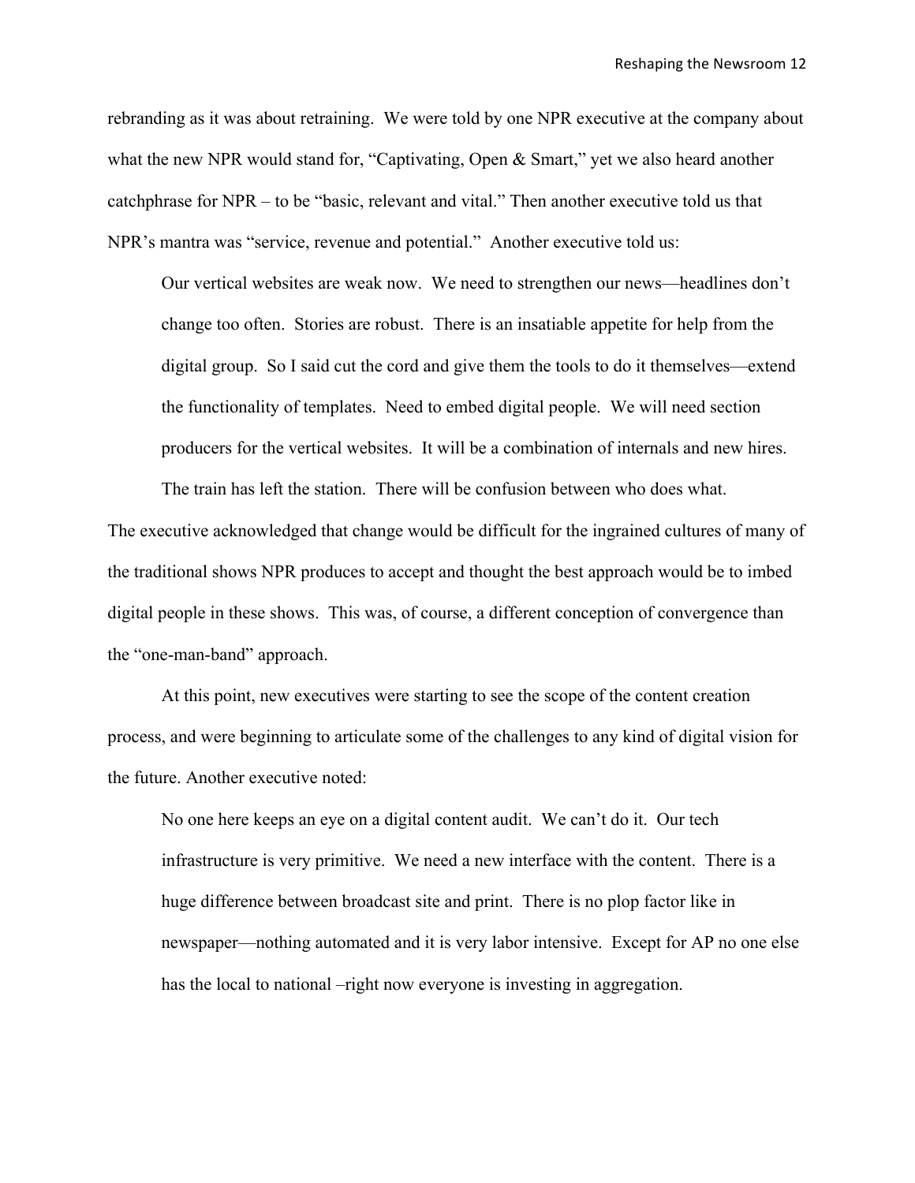rebranding as it was about retraining. We were told by one NPR executive at the company about what the new NPR would stand for, "Captivating, Open & Smart," yet we also heard another catchphrase for NPR – to be "basic, relevant and vital." Then another executive told us that NPR's mantra was "service, revenue and potential." Another executive told us:

> Our vertical websites are weak now. We need to strengthen our news—headlines don't change too often. Stories are robust. There is an insatiable appetite for help from the digital group. So I said cut the cord and give them the tools to do it themselves—extend the functionality of templates. Need to embed digital people. We will need section producers for the vertical websites. It will be a combination of internals and new hires. The train has left the station. There will be confusion between who does what.

The executive acknowledged that change would be difficult for the ingrained cultures of many of the traditional shows NPR produces to accept and thought the best approach would be to imbed digital people in these shows. This was, of course, a different conception of convergence than the "one-man-band" approach.

At this point, new executives were starting to see the scope of the content creation process, and were beginning to articulate some of the challenges to any kind of digital vision for the future. Another executive noted:

> No one here keeps an eye on a digital content audit. We can't do it. Our tech infrastructure is very primitive. We need a new interface with the content. There is a huge difference between broadcast site and print. There is no plop factor like in newspaper—nothing automated and it is very labor intensive. Except for AP no one else has the local to national –right now everyone is investing in aggregation.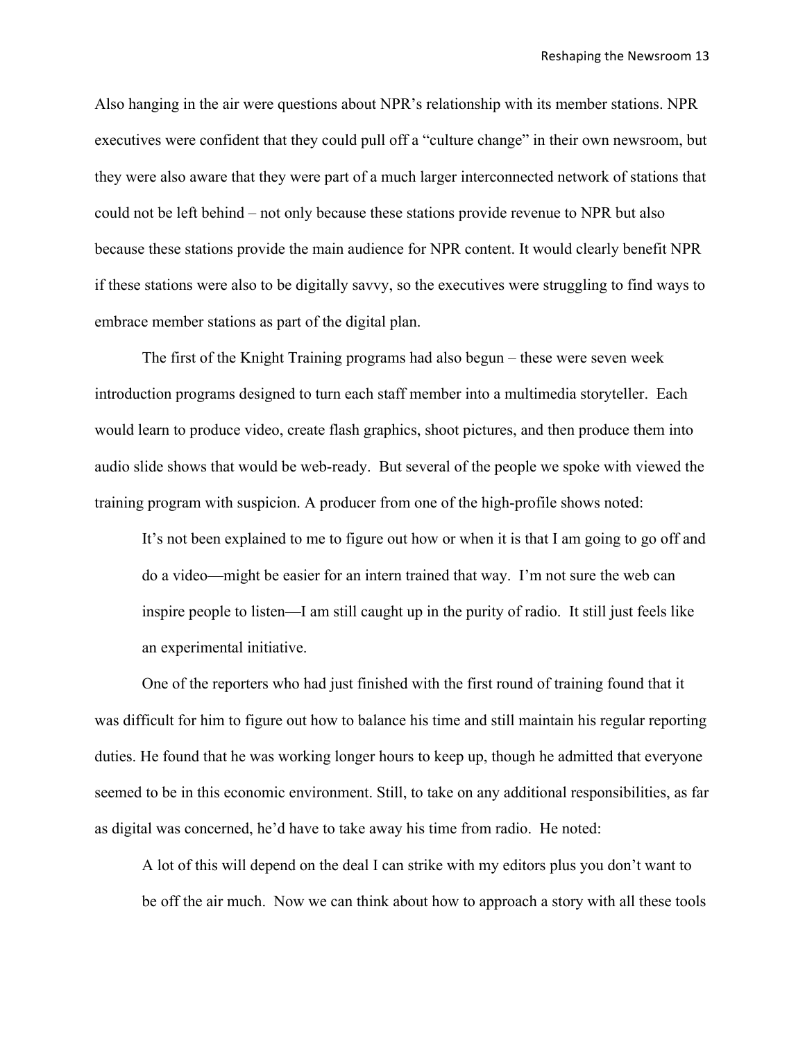Also hanging in the air were questions about NPR's relationship with its member stations. NPR executives were confident that they could pull off a "culture change" in their own newsroom, but they were also aware that they were part of a much larger interconnected network of stations that could not be left behind – not only because these stations provide revenue to NPR but also because these stations provide the main audience for NPR content. It would clearly benefit NPR if these stations were also to be digitally savvy, so the executives were struggling to find ways to embrace member stations as part of the digital plan.

The first of the Knight Training programs had also begun – these were seven week introduction programs designed to turn each staff member into a multimedia storyteller. Each would learn to produce video, create flash graphics, shoot pictures, and then produce them into audio slide shows that would be web-ready. But several of the people we spoke with viewed the training program with suspicion. A producer from one of the high-profile shows noted:

> It's not been explained to me to figure out how or when it is that I am going to go off and do a video—might be easier for an intern trained that way. I'm not sure the web can inspire people to listen—I am still caught up in the purity of radio. It still just feels like an experimental initiative.

One of the reporters who had just finished with the first round of training found that it was difficult for him to figure out how to balance his time and still maintain his regular reporting duties. He found that he was working longer hours to keep up, though he admitted that everyone seemed to be in this economic environment. Still, to take on any additional responsibilities, as far as digital was concerned, he'd have to take away his time from radio. He noted:

> A lot of this will depend on the deal I can strike with my editors plus you don't want to be off the air much. Now we can think about how to approach a story with all these tools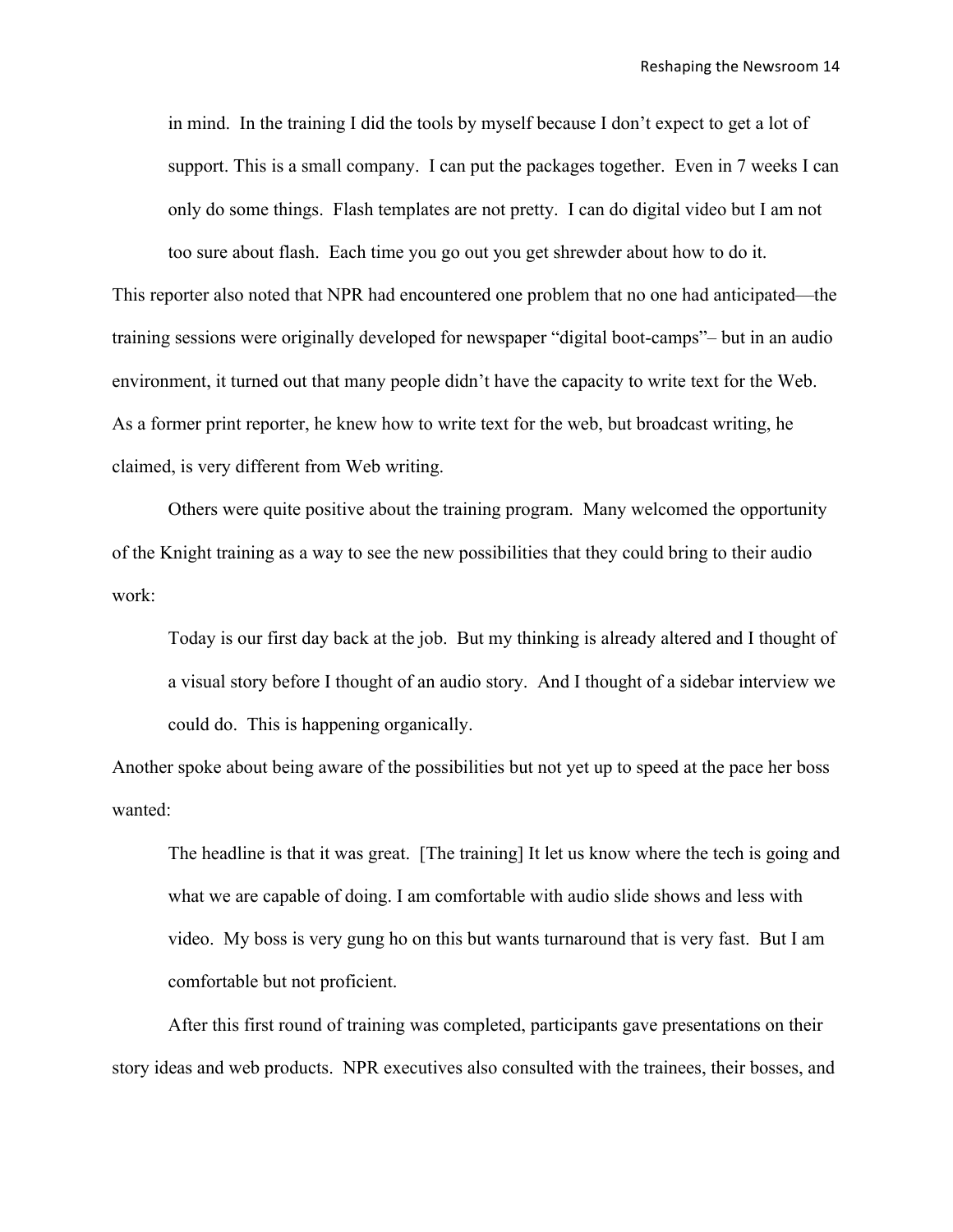> in mind. In the training I did the tools by myself because I don't expect to get a lot of support. This is a small company. I can put the packages together. Even in 7 weeks I can only do some things. Flash templates are not pretty. I can do digital video but I am not too sure about flash. Each time you go out you get shrewder about how to do it.

This reporter also noted that NPR had encountered one problem that no one had anticipated—the training sessions were originally developed for newspaper "digital boot-camps"– but in an audio environment, it turned out that many people didn't have the capacity to write text for the Web. As a former print reporter, he knew how to write text for the web, but broadcast writing, he claimed, is very different from Web writing.

Others were quite positive about the training program. Many welcomed the opportunity of the Knight training as a way to see the new possibilities that they could bring to their audio work:

> Today is our first day back at the job. But my thinking is already altered and I thought of a visual story before I thought of an audio story. And I thought of a sidebar interview we could do. This is happening organically.

Another spoke about being aware of the possibilities but not yet up to speed at the pace her boss wanted:

> The headline is that it was great. [The training] It let us know where the tech is going and what we are capable of doing. I am comfortable with audio slide shows and less with video. My boss is very gung ho on this but wants turnaround that is very fast. But I am comfortable but not proficient.

After this first round of training was completed, participants gave presentations on their story ideas and web products. NPR executives also consulted with the trainees, their bosses, and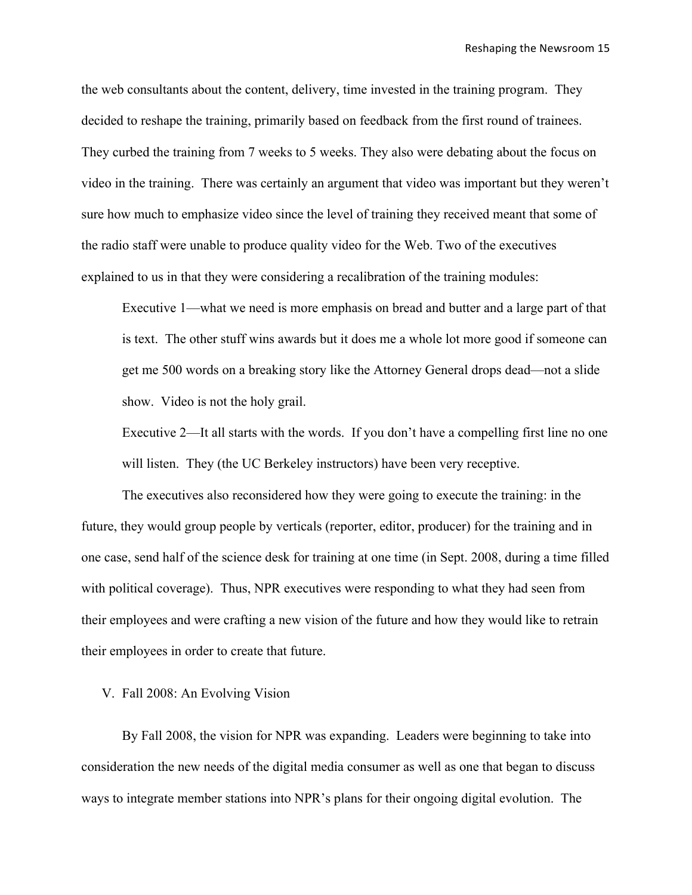the web consultants about the content, delivery, time invested in the training program. They decided to reshape the training, primarily based on feedback from the first round of trainees. They curbed the training from 7 weeks to 5 weeks. They also were debating about the focus on video in the training. There was certainly an argument that video was important but they weren't sure how much to emphasize video since the level of training they received meant that some of the radio staff were unable to produce quality video for the Web. Two of the executives explained to us in that they were considering a recalibration of the training modules:

> Executive 1—what we need is more emphasis on bread and butter and a large part of that is text. The other stuff wins awards but it does me a whole lot more good if someone can get me 500 words on a breaking story like the Attorney General drops dead—not a slide show. Video is not the holy grail.
>
> Executive 2—It all starts with the words. If you don't have a compelling first line no one will listen. They (the UC Berkeley instructors) have been very receptive.

The executives also reconsidered how they were going to execute the training: in the future, they would group people by verticals (reporter, editor, producer) for the training and in one case, send half of the science desk for training at one time (in Sept. 2008, during a time filled with political coverage). Thus, NPR executives were responding to what they had seen from their employees and were crafting a new vision of the future and how they would like to retrain their employees in order to create that future.

## V. Fall 2008: An Evolving Vision

By Fall 2008, the vision for NPR was expanding. Leaders were beginning to take into consideration the new needs of the digital media consumer as well as one that began to discuss ways to integrate member stations into NPR's plans for their ongoing digital evolution. The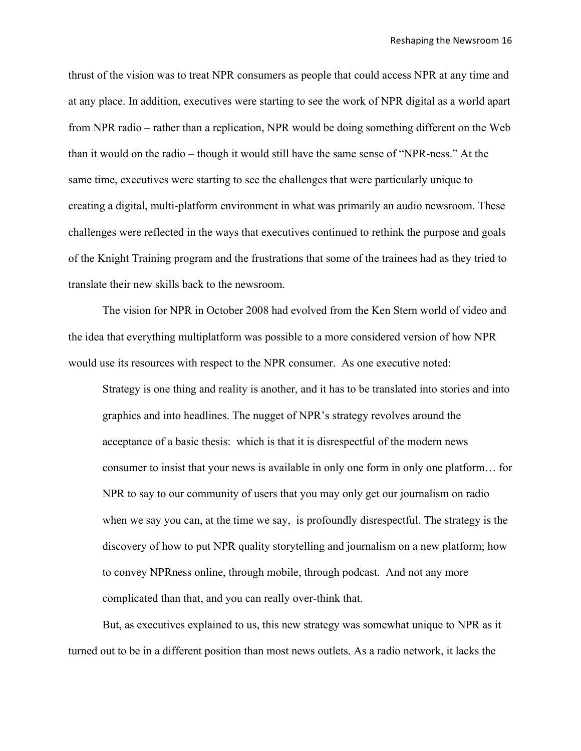thrust of the vision was to treat NPR consumers as people that could access NPR at any time and at any place. In addition, executives were starting to see the work of NPR digital as a world apart from NPR radio – rather than a replication, NPR would be doing something different on the Web than it would on the radio – though it would still have the same sense of "NPR-ness." At the same time, executives were starting to see the challenges that were particularly unique to creating a digital, multi-platform environment in what was primarily an audio newsroom. These challenges were reflected in the ways that executives continued to rethink the purpose and goals of the Knight Training program and the frustrations that some of the trainees had as they tried to translate their new skills back to the newsroom.

The vision for NPR in October 2008 had evolved from the Ken Stern world of video and the idea that everything multiplatform was possible to a more considered version of how NPR would use its resources with respect to the NPR consumer. As one executive noted:

> Strategy is one thing and reality is another, and it has to be translated into stories and into graphics and into headlines. The nugget of NPR's strategy revolves around the acceptance of a basic thesis: which is that it is disrespectful of the modern news consumer to insist that your news is available in only one form in only one platform… for NPR to say to our community of users that you may only get our journalism on radio when we say you can, at the time we say, is profoundly disrespectful. The strategy is the discovery of how to put NPR quality storytelling and journalism on a new platform; how to convey NPRness online, through mobile, through podcast. And not any more complicated than that, and you can really over-think that.

But, as executives explained to us, this new strategy was somewhat unique to NPR as it turned out to be in a different position than most news outlets. As a radio network, it lacks the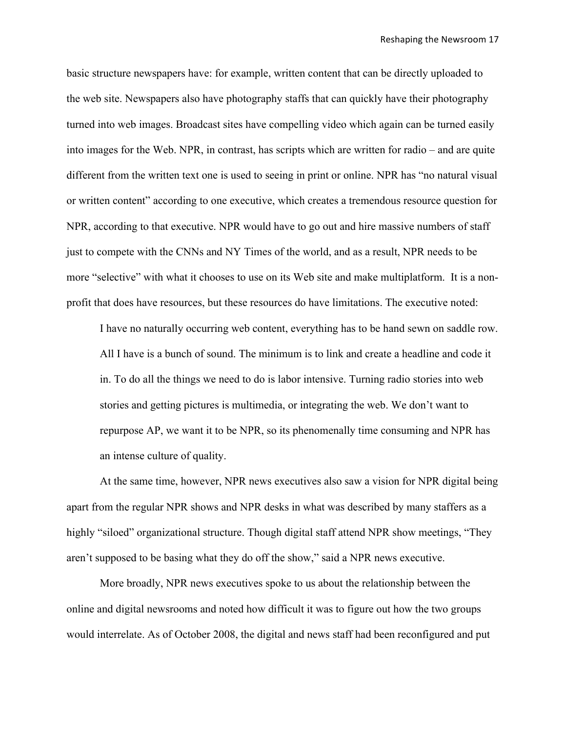basic structure newspapers have: for example, written content that can be directly uploaded to the web site. Newspapers also have photography staffs that can quickly have their photography turned into web images. Broadcast sites have compelling video which again can be turned easily into images for the Web. NPR, in contrast, has scripts which are written for radio – and are quite different from the written text one is used to seeing in print or online. NPR has "no natural visual or written content" according to one executive, which creates a tremendous resource question for NPR, according to that executive. NPR would have to go out and hire massive numbers of staff just to compete with the CNNs and NY Times of the world, and as a result, NPR needs to be more "selective" with what it chooses to use on its Web site and make multiplatform. It is a non-profit that does have resources, but these resources do have limitations. The executive noted:

> I have no naturally occurring web content, everything has to be hand sewn on saddle row. All I have is a bunch of sound. The minimum is to link and create a headline and code it in. To do all the things we need to do is labor intensive. Turning radio stories into web stories and getting pictures is multimedia, or integrating the web. We don't want to repurpose AP, we want it to be NPR, so its phenomenally time consuming and NPR has an intense culture of quality.

At the same time, however, NPR news executives also saw a vision for NPR digital being apart from the regular NPR shows and NPR desks in what was described by many staffers as a highly "siloed" organizational structure. Though digital staff attend NPR show meetings, "They aren't supposed to be basing what they do off the show," said a NPR news executive.

More broadly, NPR news executives spoke to us about the relationship between the online and digital newsrooms and noted how difficult it was to figure out how the two groups would interrelate. As of October 2008, the digital and news staff had been reconfigured and put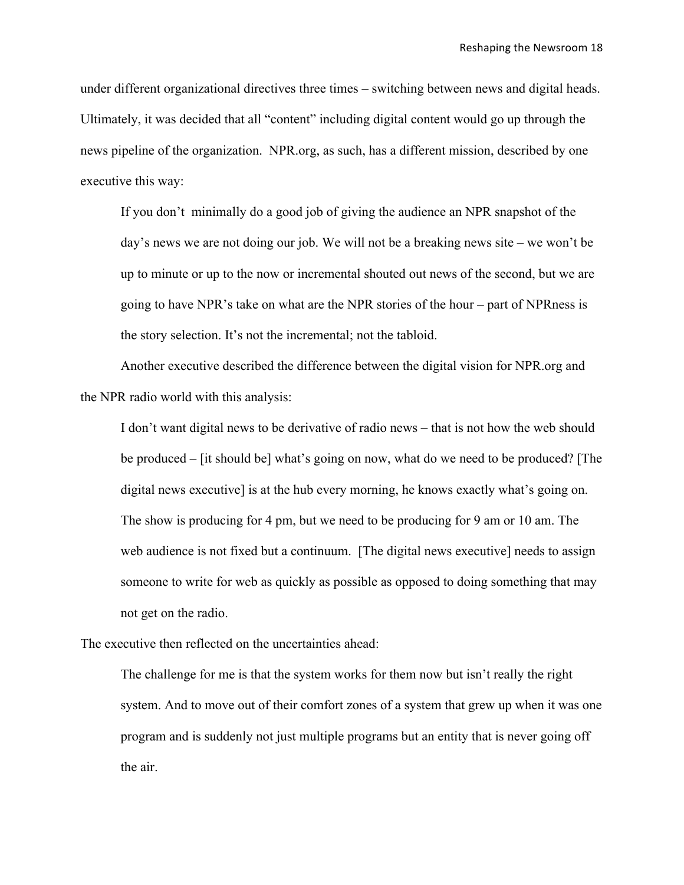under different organizational directives three times – switching between news and digital heads. Ultimately, it was decided that all "content" including digital content would go up through the news pipeline of the organization. NPR.org, as such, has a different mission, described by one executive this way:

> If you don't minimally do a good job of giving the audience an NPR snapshot of the day's news we are not doing our job. We will not be a breaking news site – we won't be up to minute or up to the now or incremental shouted out news of the second, but we are going to have NPR's take on what are the NPR stories of the hour – part of NPRness is the story selection. It's not the incremental; not the tabloid.

Another executive described the difference between the digital vision for NPR.org and the NPR radio world with this analysis:

> I don't want digital news to be derivative of radio news – that is not how the web should be produced – [it should be] what's going on now, what do we need to be produced? [The digital news executive] is at the hub every morning, he knows exactly what's going on. The show is producing for 4 pm, but we need to be producing for 9 am or 10 am. The web audience is not fixed but a continuum. [The digital news executive] needs to assign someone to write for web as quickly as possible as opposed to doing something that may not get on the radio.

The executive then reflected on the uncertainties ahead:

> The challenge for me is that the system works for them now but isn't really the right system. And to move out of their comfort zones of a system that grew up when it was one program and is suddenly not just multiple programs but an entity that is never going off the air.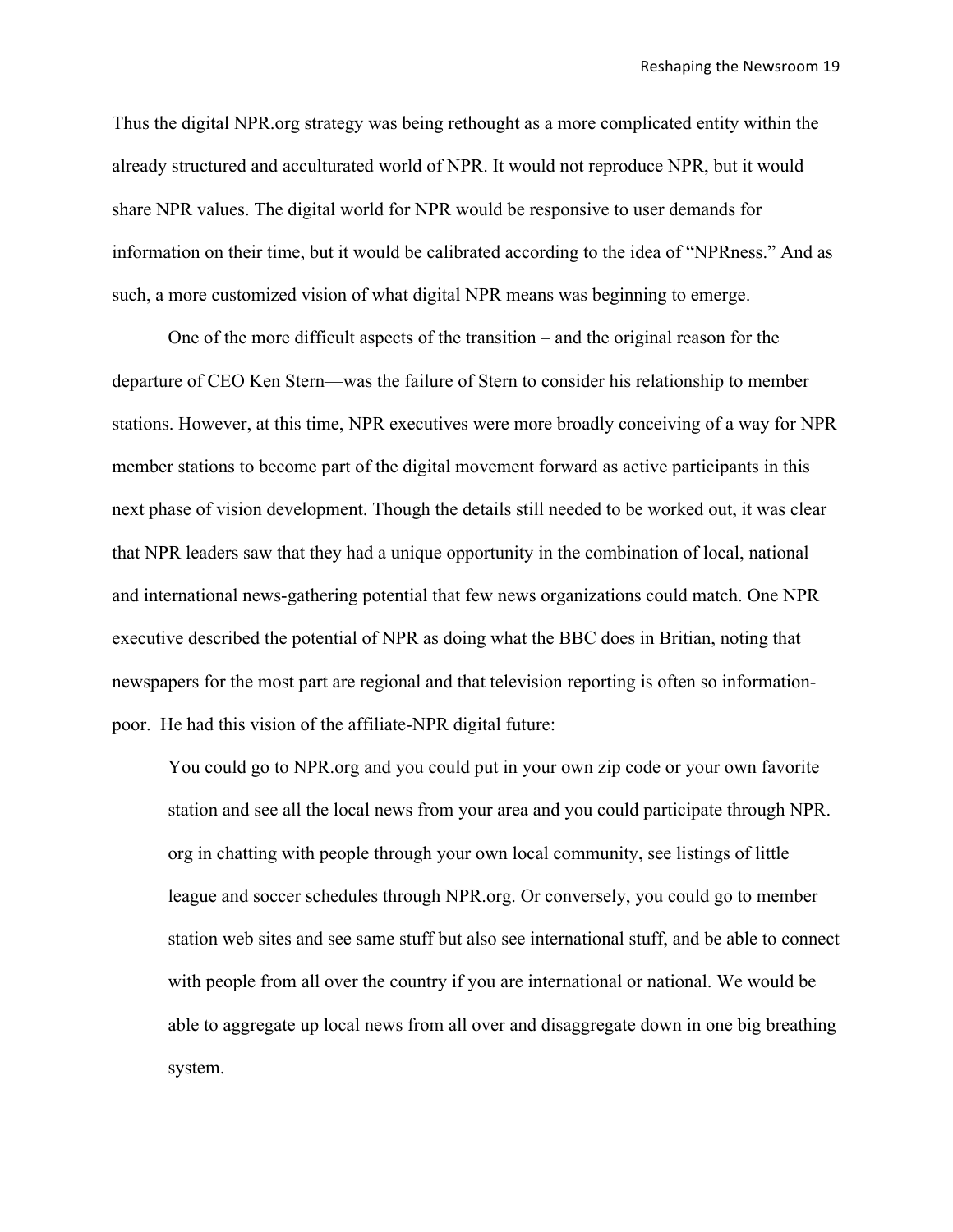Thus the digital NPR.org strategy was being rethought as a more complicated entity within the already structured and acculturated world of NPR. It would not reproduce NPR, but it would share NPR values. The digital world for NPR would be responsive to user demands for information on their time, but it would be calibrated according to the idea of "NPRness." And as such, a more customized vision of what digital NPR means was beginning to emerge.

One of the more difficult aspects of the transition – and the original reason for the departure of CEO Ken Stern—was the failure of Stern to consider his relationship to member stations. However, at this time, NPR executives were more broadly conceiving of a way for NPR member stations to become part of the digital movement forward as active participants in this next phase of vision development. Though the details still needed to be worked out, it was clear that NPR leaders saw that they had a unique opportunity in the combination of local, national and international news-gathering potential that few news organizations could match. One NPR executive described the potential of NPR as doing what the BBC does in Britian, noting that newspapers for the most part are regional and that television reporting is often so information-poor. He had this vision of the affiliate-NPR digital future:

> You could go to NPR.org and you could put in your own zip code or your own favorite station and see all the local news from your area and you could participate through NPR. org in chatting with people through your own local community, see listings of little league and soccer schedules through NPR.org. Or conversely, you could go to member station web sites and see same stuff but also see international stuff, and be able to connect with people from all over the country if you are international or national. We would be able to aggregate up local news from all over and disaggregate down in one big breathing system.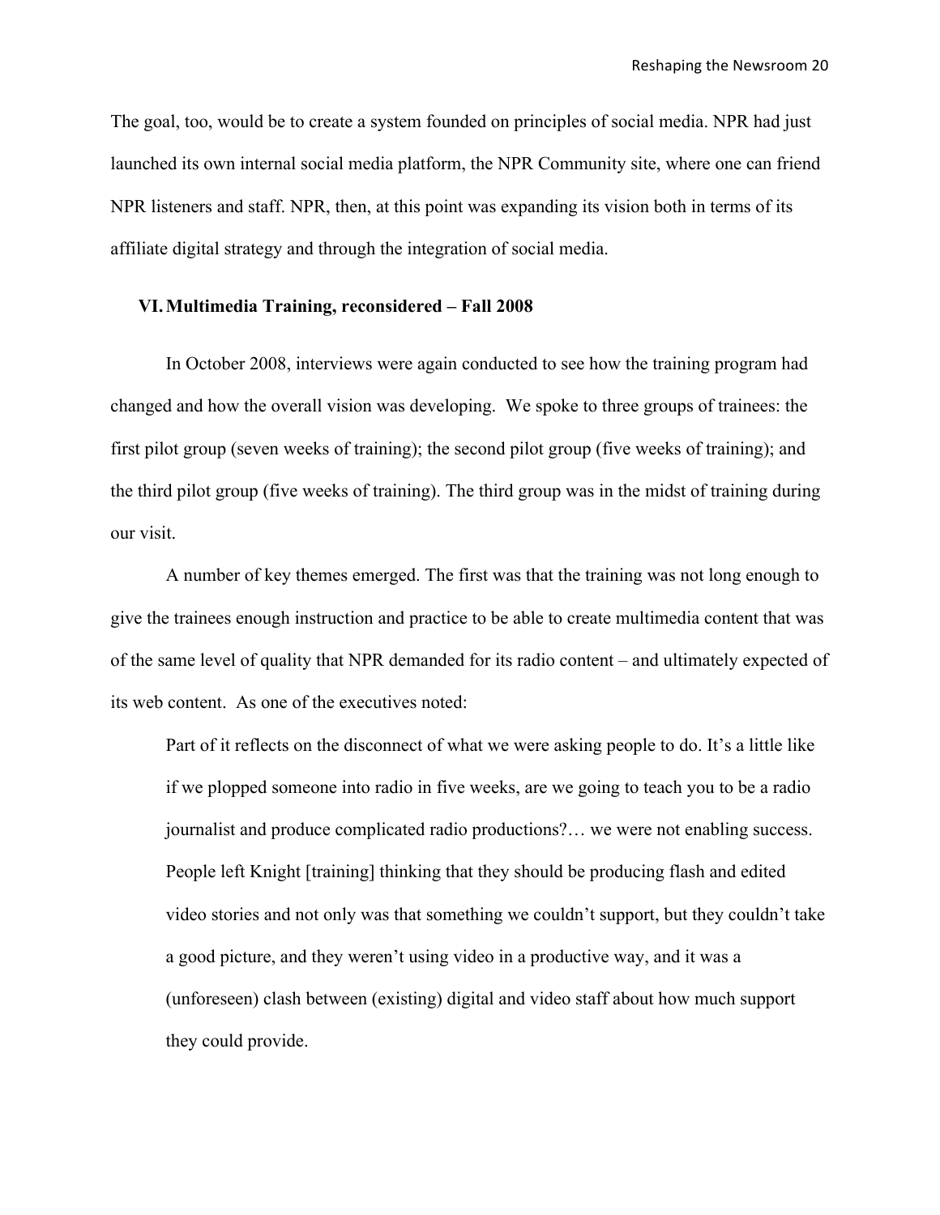The goal, too, would be to create a system founded on principles of social media. NPR had just launched its own internal social media platform, the NPR Community site, where one can friend NPR listeners and staff. NPR, then, at this point was expanding its vision both in terms of its affiliate digital strategy and through the integration of social media.

## VI. Multimedia Training, reconsidered – Fall 2008

In October 2008, interviews were again conducted to see how the training program had changed and how the overall vision was developing. We spoke to three groups of trainees: the first pilot group (seven weeks of training); the second pilot group (five weeks of training); and the third pilot group (five weeks of training). The third group was in the midst of training during our visit.

A number of key themes emerged. The first was that the training was not long enough to give the trainees enough instruction and practice to be able to create multimedia content that was of the same level of quality that NPR demanded for its radio content – and ultimately expected of its web content. As one of the executives noted:

> Part of it reflects on the disconnect of what we were asking people to do. It's a little like if we plopped someone into radio in five weeks, are we going to teach you to be a radio journalist and produce complicated radio productions?… we were not enabling success. People left Knight [training] thinking that they should be producing flash and edited video stories and not only was that something we couldn't support, but they couldn't take a good picture, and they weren't using video in a productive way, and it was a (unforeseen) clash between (existing) digital and video staff about how much support they could provide.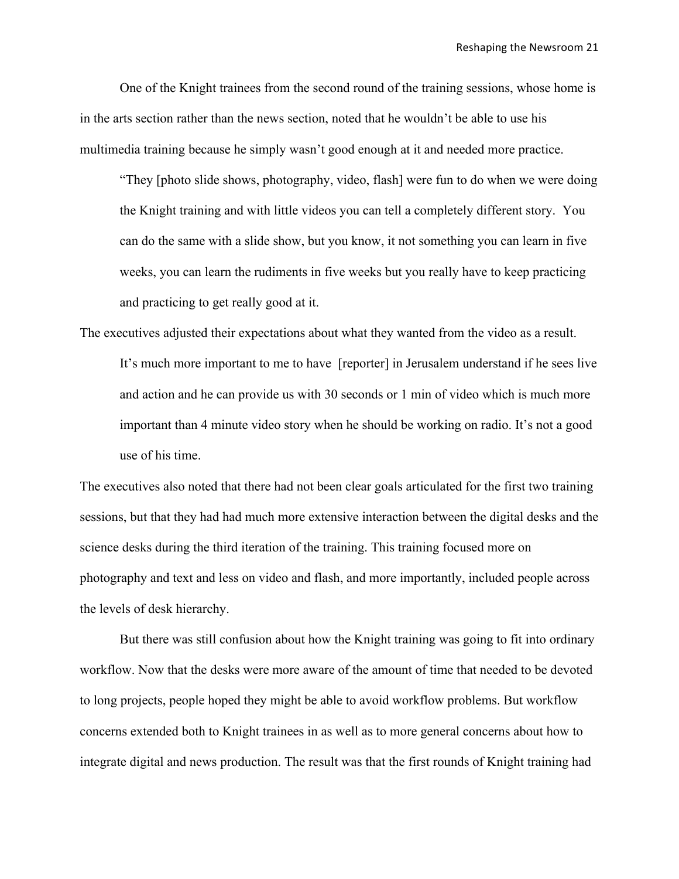One of the Knight trainees from the second round of the training sessions, whose home is in the arts section rather than the news section, noted that he wouldn't be able to use his multimedia training because he simply wasn't good enough at it and needed more practice.

> "They [photo slide shows, photography, video, flash] were fun to do when we were doing the Knight training and with little videos you can tell a completely different story. You can do the same with a slide show, but you know, it not something you can learn in five weeks, you can learn the rudiments in five weeks but you really have to keep practicing and practicing to get really good at it.

The executives adjusted their expectations about what they wanted from the video as a result.

> It's much more important to me to have [reporter] in Jerusalem understand if he sees live and action and he can provide us with 30 seconds or 1 min of video which is much more important than 4 minute video story when he should be working on radio. It's not a good use of his time.

The executives also noted that there had not been clear goals articulated for the first two training sessions, but that they had had much more extensive interaction between the digital desks and the science desks during the third iteration of the training. This training focused more on photography and text and less on video and flash, and more importantly, included people across the levels of desk hierarchy.

But there was still confusion about how the Knight training was going to fit into ordinary workflow. Now that the desks were more aware of the amount of time that needed to be devoted to long projects, people hoped they might be able to avoid workflow problems. But workflow concerns extended both to Knight trainees in as well as to more general concerns about how to integrate digital and news production. The result was that the first rounds of Knight training had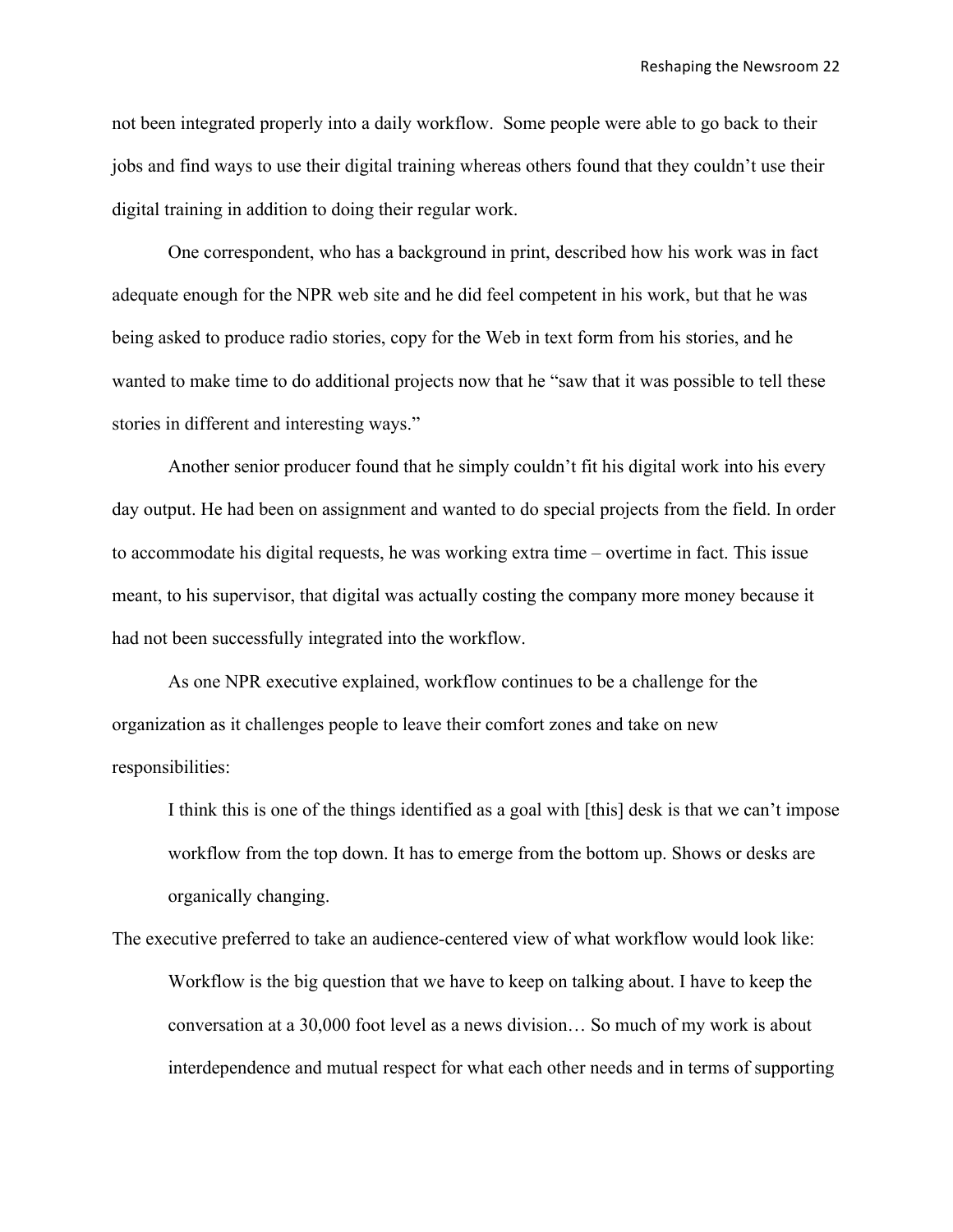not been integrated properly into a daily workflow. Some people were able to go back to their jobs and find ways to use their digital training whereas others found that they couldn't use their digital training in addition to doing their regular work.

One correspondent, who has a background in print, described how his work was in fact adequate enough for the NPR web site and he did feel competent in his work, but that he was being asked to produce radio stories, copy for the Web in text form from his stories, and he wanted to make time to do additional projects now that he "saw that it was possible to tell these stories in different and interesting ways."

Another senior producer found that he simply couldn't fit his digital work into his every day output. He had been on assignment and wanted to do special projects from the field. In order to accommodate his digital requests, he was working extra time – overtime in fact. This issue meant, to his supervisor, that digital was actually costing the company more money because it had not been successfully integrated into the workflow.

As one NPR executive explained, workflow continues to be a challenge for the organization as it challenges people to leave their comfort zones and take on new responsibilities:

> I think this is one of the things identified as a goal with [this] desk is that we can't impose workflow from the top down. It has to emerge from the bottom up. Shows or desks are organically changing.

The executive preferred to take an audience-centered view of what workflow would look like:

> Workflow is the big question that we have to keep on talking about. I have to keep the conversation at a 30,000 foot level as a news division… So much of my work is about interdependence and mutual respect for what each other needs and in terms of supporting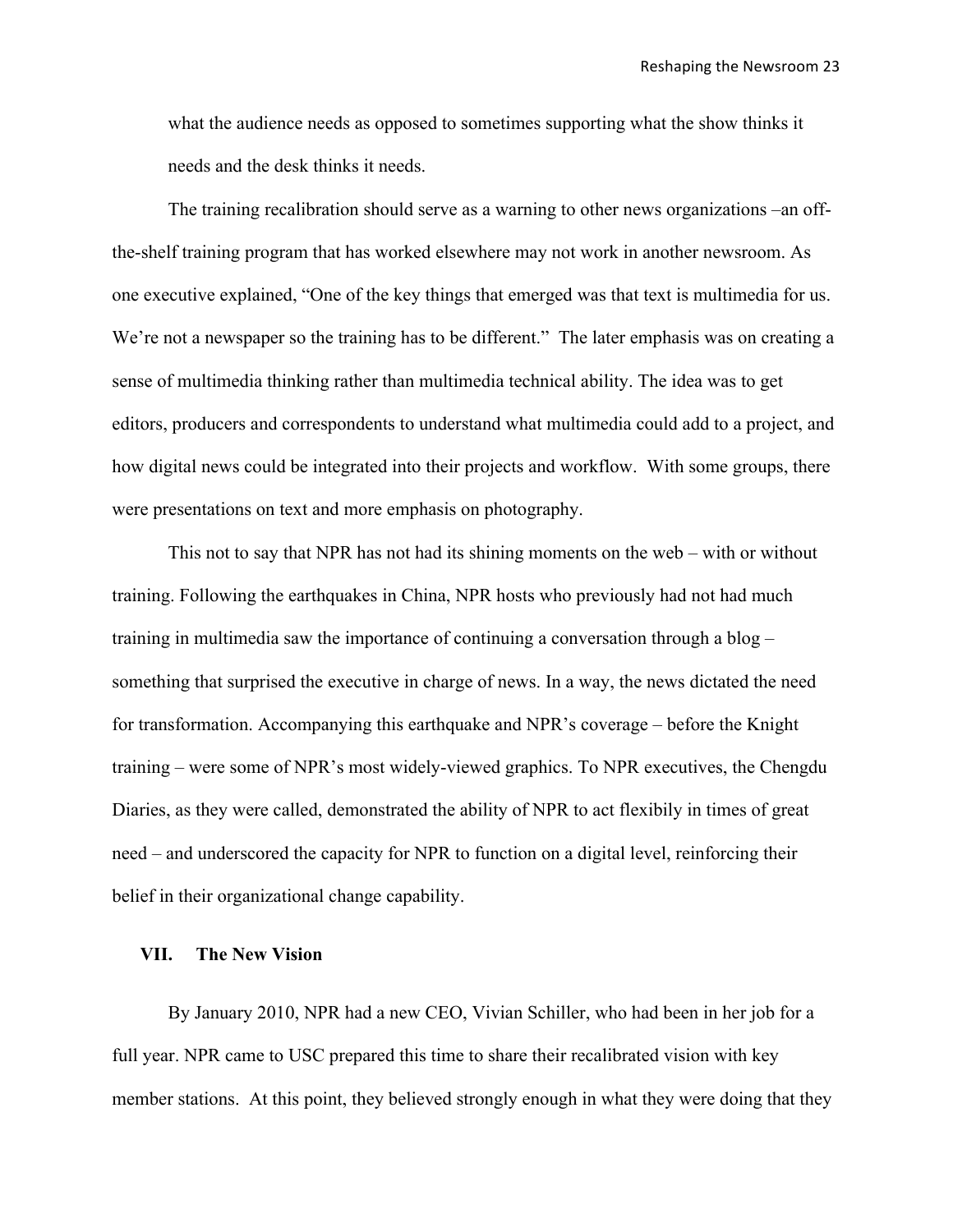what the audience needs as opposed to sometimes supporting what the show thinks it needs and the desk thinks it needs.

The training recalibration should serve as a warning to other news organizations –an off-the-shelf training program that has worked elsewhere may not work in another newsroom. As one executive explained, "One of the key things that emerged was that text is multimedia for us. We're not a newspaper so the training has to be different." The later emphasis was on creating a sense of multimedia thinking rather than multimedia technical ability. The idea was to get editors, producers and correspondents to understand what multimedia could add to a project, and how digital news could be integrated into their projects and workflow. With some groups, there were presentations on text and more emphasis on photography.

This not to say that NPR has not had its shining moments on the web – with or without training. Following the earthquakes in China, NPR hosts who previously had not had much training in multimedia saw the importance of continuing a conversation through a blog – something that surprised the executive in charge of news. In a way, the news dictated the need for transformation. Accompanying this earthquake and NPR's coverage – before the Knight training – were some of NPR's most widely-viewed graphics. To NPR executives, the Chengdu Diaries, as they were called, demonstrated the ability of NPR to act flexibily in times of great need – and underscored the capacity for NPR to function on a digital level, reinforcing their belief in their organizational change capability.

## VII. The New Vision

By January 2010, NPR had a new CEO, Vivian Schiller, who had been in her job for a full year. NPR came to USC prepared this time to share their recalibrated vision with key member stations. At this point, they believed strongly enough in what they were doing that they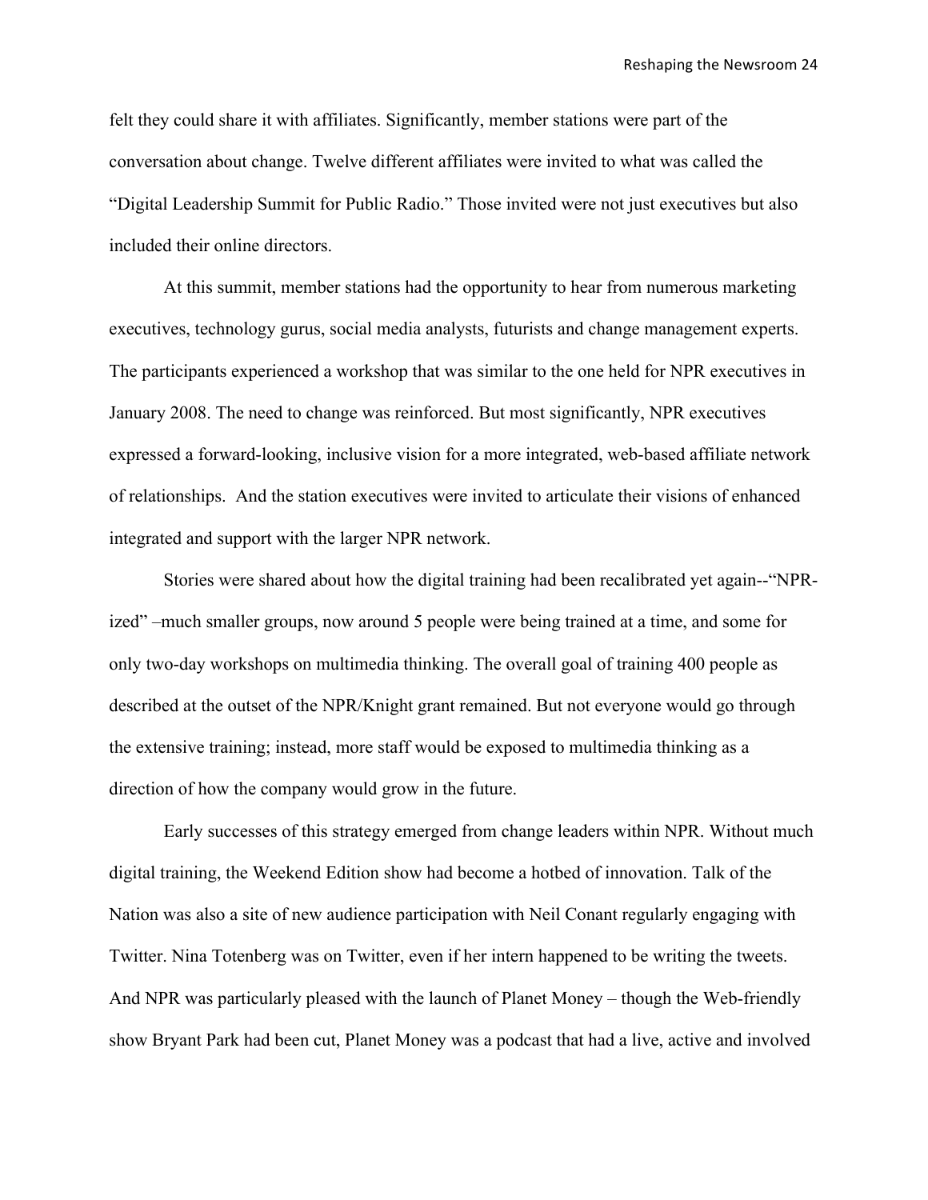felt they could share it with affiliates. Significantly, member stations were part of the conversation about change. Twelve different affiliates were invited to what was called the "Digital Leadership Summit for Public Radio." Those invited were not just executives but also included their online directors.

At this summit, member stations had the opportunity to hear from numerous marketing executives, technology gurus, social media analysts, futurists and change management experts. The participants experienced a workshop that was similar to the one held for NPR executives in January 2008. The need to change was reinforced. But most significantly, NPR executives expressed a forward-looking, inclusive vision for a more integrated, web-based affiliate network of relationships. And the station executives were invited to articulate their visions of enhanced integrated and support with the larger NPR network.

Stories were shared about how the digital training had been recalibrated yet again--"NPR-ized" –much smaller groups, now around 5 people were being trained at a time, and some for only two-day workshops on multimedia thinking. The overall goal of training 400 people as described at the outset of the NPR/Knight grant remained. But not everyone would go through the extensive training; instead, more staff would be exposed to multimedia thinking as a direction of how the company would grow in the future.

Early successes of this strategy emerged from change leaders within NPR. Without much digital training, the Weekend Edition show had become a hotbed of innovation. Talk of the Nation was also a site of new audience participation with Neil Conant regularly engaging with Twitter. Nina Totenberg was on Twitter, even if her intern happened to be writing the tweets. And NPR was particularly pleased with the launch of Planet Money – though the Web-friendly show Bryant Park had been cut, Planet Money was a podcast that had a live, active and involved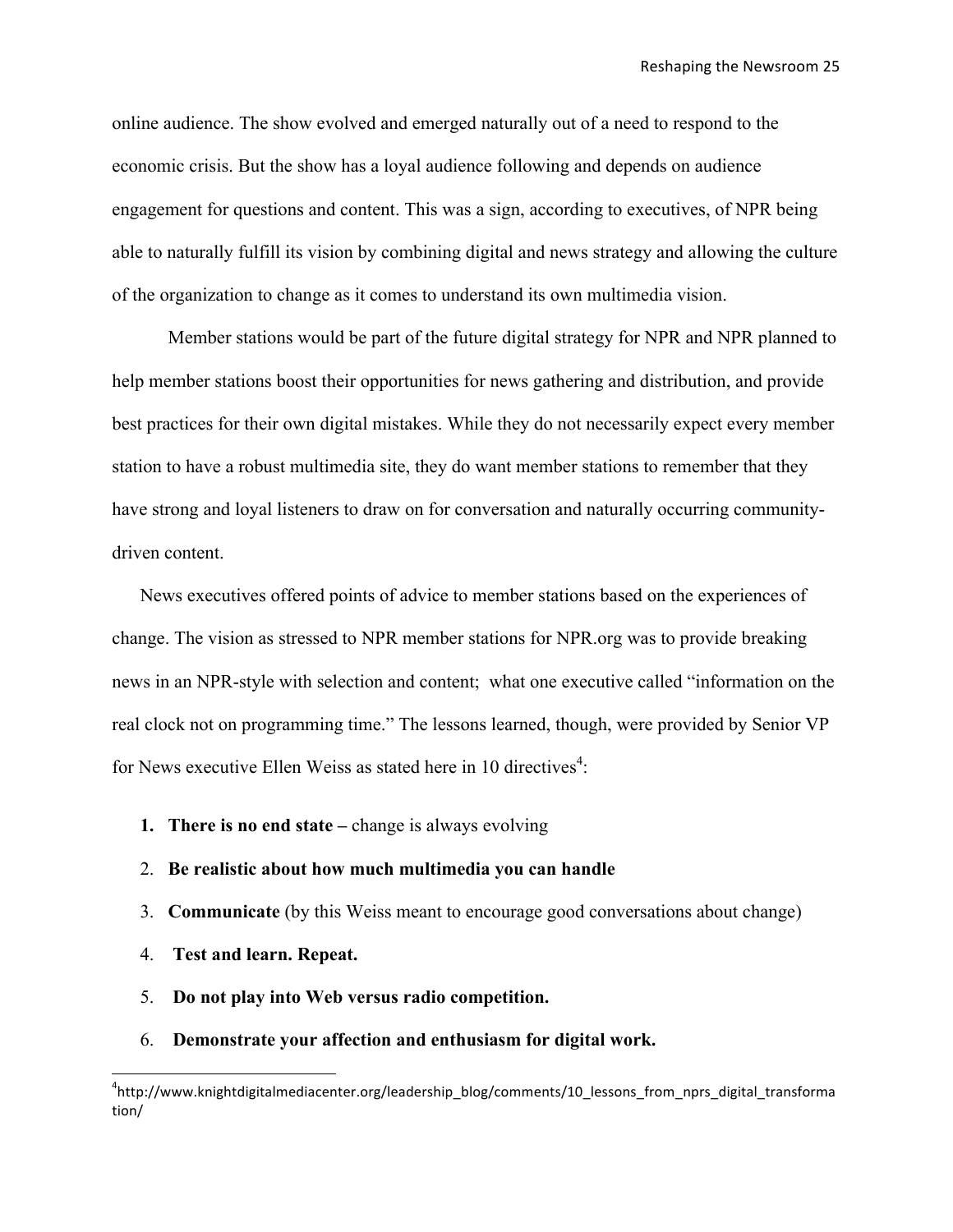online audience. The show evolved and emerged naturally out of a need to respond to the economic crisis. But the show has a loyal audience following and depends on audience engagement for questions and content. This was a sign, according to executives, of NPR being able to naturally fulfill its vision by combining digital and news strategy and allowing the culture of the organization to change as it comes to understand its own multimedia vision.

Member stations would be part of the future digital strategy for NPR and NPR planned to help member stations boost their opportunities for news gathering and distribution, and provide best practices for their own digital mistakes. While they do not necessarily expect every member station to have a robust multimedia site, they do want member stations to remember that they have strong and loyal listeners to draw on for conversation and naturally occurring community-driven content.

News executives offered points of advice to member stations based on the experiences of change. The vision as stressed to NPR member stations for NPR.org was to provide breaking news in an NPR-style with selection and content; what one executive called "information on the real clock not on programming time." The lessons learned, though, were provided by Senior VP for News executive Ellen Weiss as stated here in 10 directives[4]:

1. **There is no end state –** change is always evolving
2. **Be realistic about how much multimedia you can handle**
3. **Communicate** (by this Weiss meant to encourage good conversations about change)
4. **Test and learn. Repeat.**
5. **Do not play into Web versus radio competition.**
6. **Demonstrate your affection and enthusiasm for digital work.**

---

[4] http://www.knightdigitalmediacenter.org/leadership_blog/comments/10_lessons_from_nprs_digital_transformation/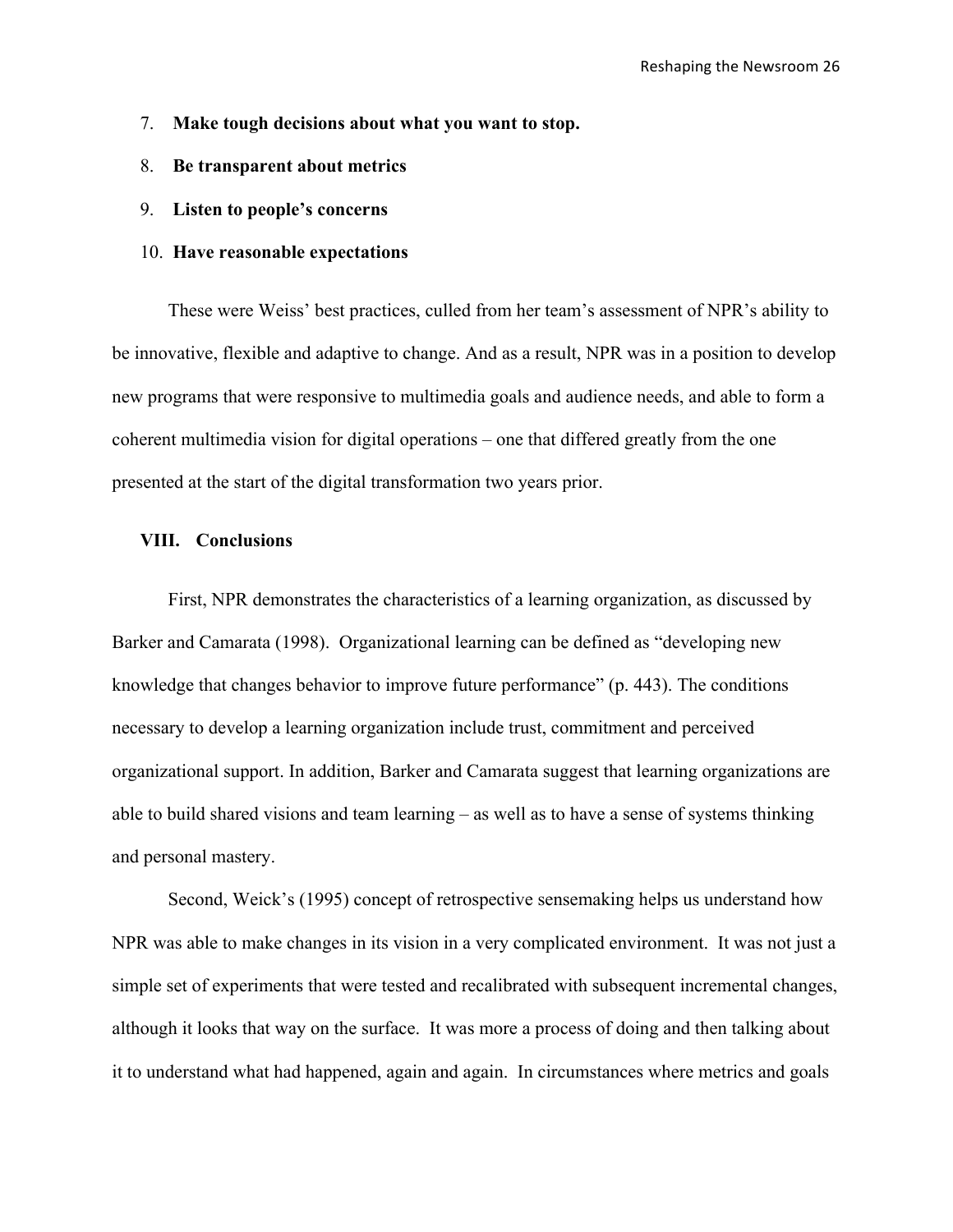7. **Make tough decisions about what you want to stop.**
8. **Be transparent about metrics**
9. **Listen to people's concerns**
10. **Have reasonable expectations**

These were Weiss' best practices, culled from her team's assessment of NPR's ability to be innovative, flexible and adaptive to change. And as a result, NPR was in a position to develop new programs that were responsive to multimedia goals and audience needs, and able to form a coherent multimedia vision for digital operations – one that differed greatly from the one presented at the start of the digital transformation two years prior.

## VIII. Conclusions

First, NPR demonstrates the characteristics of a learning organization, as discussed by Barker and Camarata (1998). Organizational learning can be defined as "developing new knowledge that changes behavior to improve future performance" (p. 443). The conditions necessary to develop a learning organization include trust, commitment and perceived organizational support. In addition, Barker and Camarata suggest that learning organizations are able to build shared visions and team learning – as well as to have a sense of systems thinking and personal mastery.

Second, Weick's (1995) concept of retrospective sensemaking helps us understand how NPR was able to make changes in its vision in a very complicated environment. It was not just a simple set of experiments that were tested and recalibrated with subsequent incremental changes, although it looks that way on the surface. It was more a process of doing and then talking about it to understand what had happened, again and again. In circumstances where metrics and goals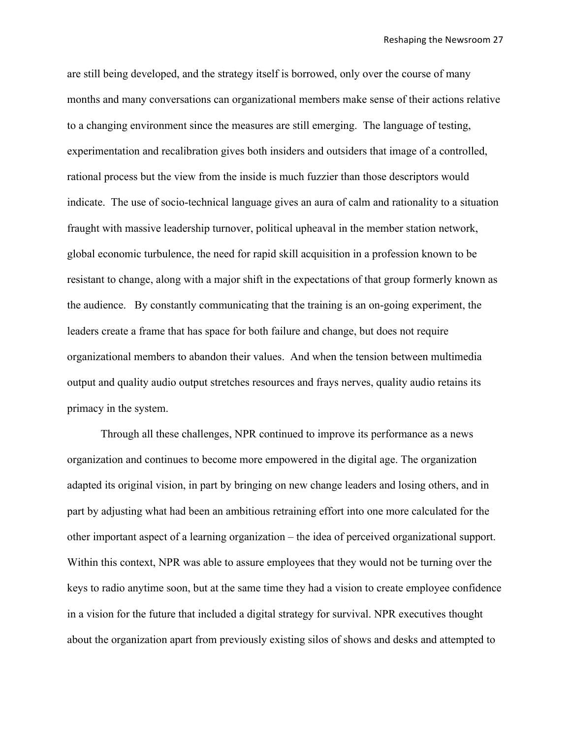are still being developed, and the strategy itself is borrowed, only over the course of many months and many conversations can organizational members make sense of their actions relative to a changing environment since the measures are still emerging. The language of testing, experimentation and recalibration gives both insiders and outsiders that image of a controlled, rational process but the view from the inside is much fuzzier than those descriptors would indicate. The use of socio-technical language gives an aura of calm and rationality to a situation fraught with massive leadership turnover, political upheaval in the member station network, global economic turbulence, the need for rapid skill acquisition in a profession known to be resistant to change, along with a major shift in the expectations of that group formerly known as the audience. By constantly communicating that the training is an on-going experiment, the leaders create a frame that has space for both failure and change, but does not require organizational members to abandon their values. And when the tension between multimedia output and quality audio output stretches resources and frays nerves, quality audio retains its primacy in the system.

Through all these challenges, NPR continued to improve its performance as a news organization and continues to become more empowered in the digital age. The organization adapted its original vision, in part by bringing on new change leaders and losing others, and in part by adjusting what had been an ambitious retraining effort into one more calculated for the other important aspect of a learning organization – the idea of perceived organizational support. Within this context, NPR was able to assure employees that they would not be turning over the keys to radio anytime soon, but at the same time they had a vision to create employee confidence in a vision for the future that included a digital strategy for survival. NPR executives thought about the organization apart from previously existing silos of shows and desks and attempted to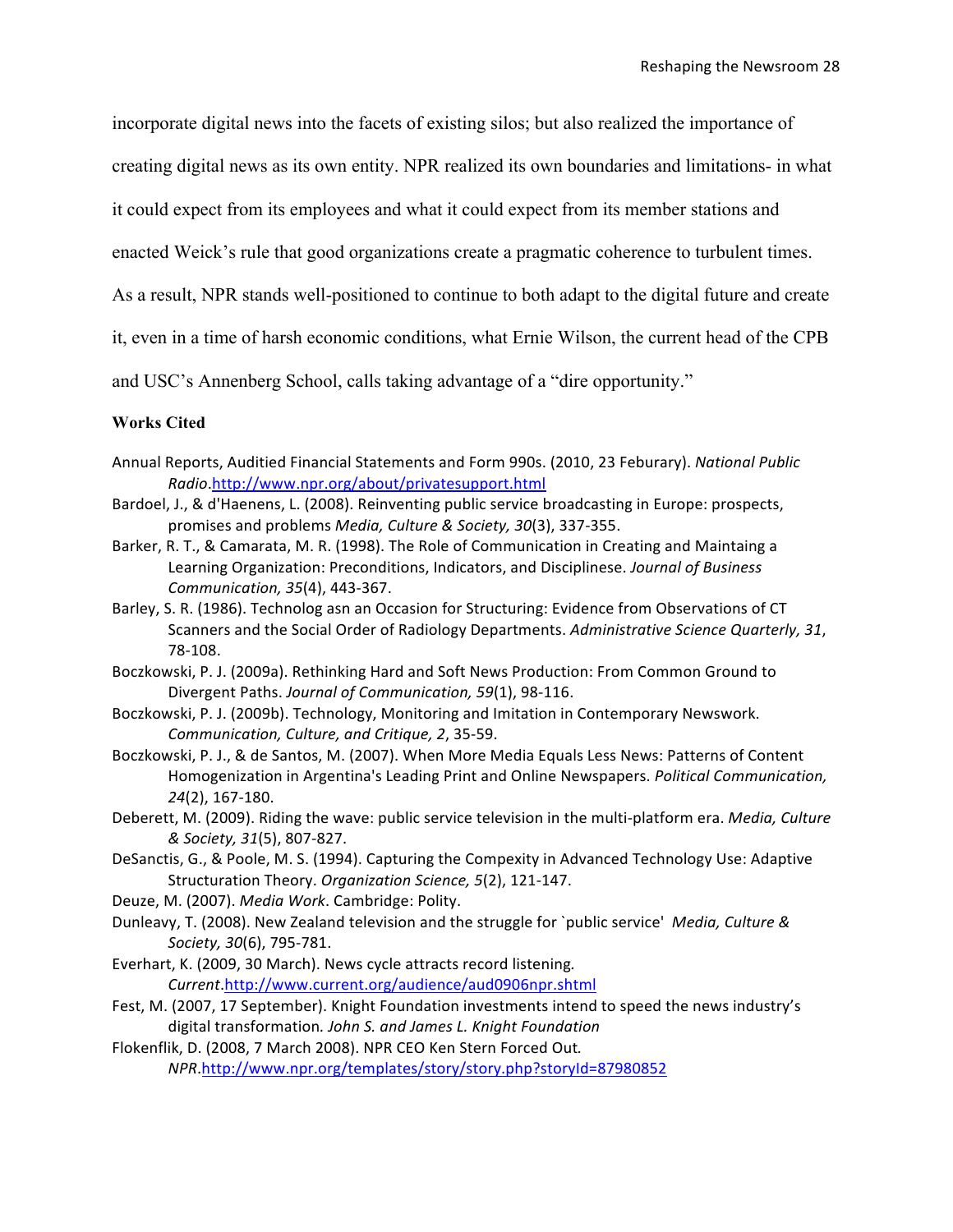incorporate digital news into the facets of existing silos; but also realized the importance of creating digital news as its own entity. NPR realized its own boundaries and limitations- in what it could expect from its employees and what it could expect from its member stations and enacted Weick's rule that good organizations create a pragmatic coherence to turbulent times. As a result, NPR stands well-positioned to continue to both adapt to the digital future and create it, even in a time of harsh economic conditions, what Ernie Wilson, the current head of the CPB and USC's Annenberg School, calls taking advantage of a "dire opportunity."

**Works Cited**

Annual Reports, Auditied Financial Statements and Form 990s. (2010, 23 Feburary). *National Public Radio*.http://www.npr.org/about/privatesupport.html

Bardoel, J., & d'Haenens, L. (2008). Reinventing public service broadcasting in Europe: prospects, promises and problems *Media, Culture & Society, 30*(3), 337-355.

Barker, R. T., & Camarata, M. R. (1998). The Role of Communication in Creating and Maintaing a Learning Organization: Preconditions, Indicators, and Disciplinese. *Journal of Business Communication, 35*(4), 443-367.

Barley, S. R. (1986). Technolog asn an Occasion for Structuring: Evidence from Observations of CT Scanners and the Social Order of Radiology Departments. *Administrative Science Quarterly, 31*, 78-108.

Boczkowski, P. J. (2009a). Rethinking Hard and Soft News Production: From Common Ground to Divergent Paths. *Journal of Communication, 59*(1), 98-116.

Boczkowski, P. J. (2009b). Technology, Monitoring and Imitation in Contemporary Newswork. *Communication, Culture, and Critique, 2*, 35-59.

Boczkowski, P. J., & de Santos, M. (2007). When More Media Equals Less News: Patterns of Content Homogenization in Argentina's Leading Print and Online Newspapers. *Political Communication, 24*(2), 167-180.

Deberett, M. (2009). Riding the wave: public service television in the multi-platform era. *Media, Culture & Society, 31*(5), 807-827.

DeSanctis, G., & Poole, M. S. (1994). Capturing the Compexity in Advanced Technology Use: Adaptive Structuration Theory. *Organization Science, 5*(2), 121-147.

Deuze, M. (2007). *Media Work*. Cambridge: Polity.

Dunleavy, T. (2008). New Zealand television and the struggle for `public service' *Media, Culture & Society, 30*(6), 795-781.

Everhart, K. (2009, 30 March). News cycle attracts record listening. *Current*.http://www.current.org/audience/aud0906npr.shtml

Fest, M. (2007, 17 September). Knight Foundation investments intend to speed the news industry's digital transformation. *John S. and James L. Knight Foundation*

Flokenflik, D. (2008, 7 March 2008). NPR CEO Ken Stern Forced Out. *NPR*.http://www.npr.org/templates/story/story.php?storyId=87980852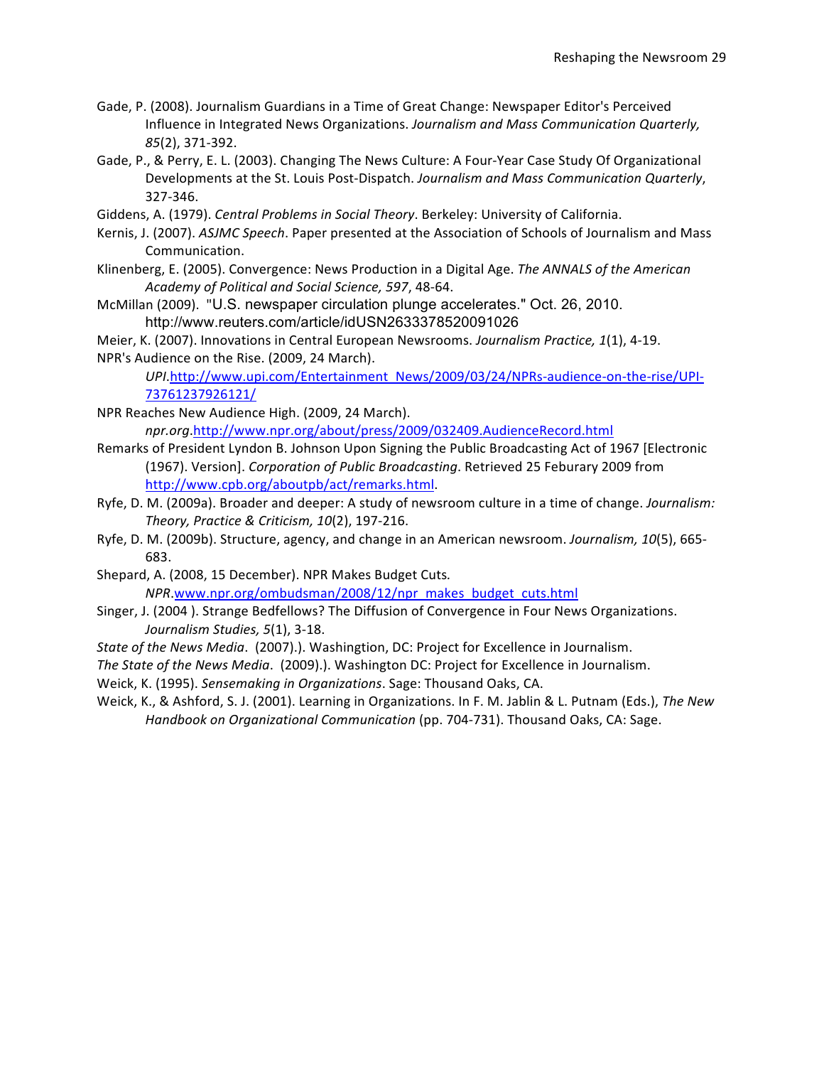Gade, P. (2008). Journalism Guardians in a Time of Great Change: Newspaper Editor's Perceived Influence in Integrated News Organizations. *Journalism and Mass Communication Quarterly, 85*(2), 371-392.

Gade, P., & Perry, E. L. (2003). Changing The News Culture: A Four-Year Case Study Of Organizational Developments at the St. Louis Post-Dispatch. *Journalism and Mass Communication Quarterly*, 327-346.

Giddens, A. (1979). *Central Problems in Social Theory*. Berkeley: University of California.

Kernis, J. (2007). *ASJMC Speech*. Paper presented at the Association of Schools of Journalism and Mass Communication.

Klinenberg, E. (2005). Convergence: News Production in a Digital Age. *The ANNALS of the American Academy of Political and Social Science, 597*, 48-64.

McMillan (2009). "U.S. newspaper circulation plunge accelerates." Oct. 26, 2010. http://www.reuters.com/article/idUSN2633378520091026

Meier, K. (2007). Innovations in Central European Newsrooms. *Journalism Practice, 1*(1), 4-19.

NPR's Audience on the Rise. (2009, 24 March). *UPI*.http://www.upi.com/Entertainment_News/2009/03/24/NPRs-audience-on-the-rise/UPI-73761237926121/

NPR Reaches New Audience High. (2009, 24 March). *npr.org*.http://www.npr.org/about/press/2009/032409.AudienceRecord.html

Remarks of President Lyndon B. Johnson Upon Signing the Public Broadcasting Act of 1967 [Electronic (1967). Version]. *Corporation of Public Broadcasting*. Retrieved 25 Feburary 2009 from http://www.cpb.org/aboutpb/act/remarks.html.

Ryfe, D. M. (2009a). Broader and deeper: A study of newsroom culture in a time of change. *Journalism: Theory, Practice & Criticism, 10*(2), 197-216.

Ryfe, D. M. (2009b). Structure, agency, and change in an American newsroom. *Journalism, 10*(5), 665-683.

Shepard, A. (2008, 15 December). NPR Makes Budget Cuts. *NPR*.www.npr.org/ombudsman/2008/12/npr_makes_budget_cuts.html

Singer, J. (2004 ). Strange Bedfellows? The Diffusion of Convergence in Four News Organizations. *Journalism Studies, 5*(1), 3-18.

*State of the News Media*. (2007).). Washingtion, DC: Project for Excellence in Journalism.

*The State of the News Media*. (2009).). Washington DC: Project for Excellence in Journalism.

Weick, K. (1995). *Sensemaking in Organizations*. Sage: Thousand Oaks, CA.

Weick, K., & Ashford, S. J. (2001). Learning in Organizations. In F. M. Jablin & L. Putnam (Eds.), *The New Handbook on Organizational Communication* (pp. 704-731). Thousand Oaks, CA: Sage.